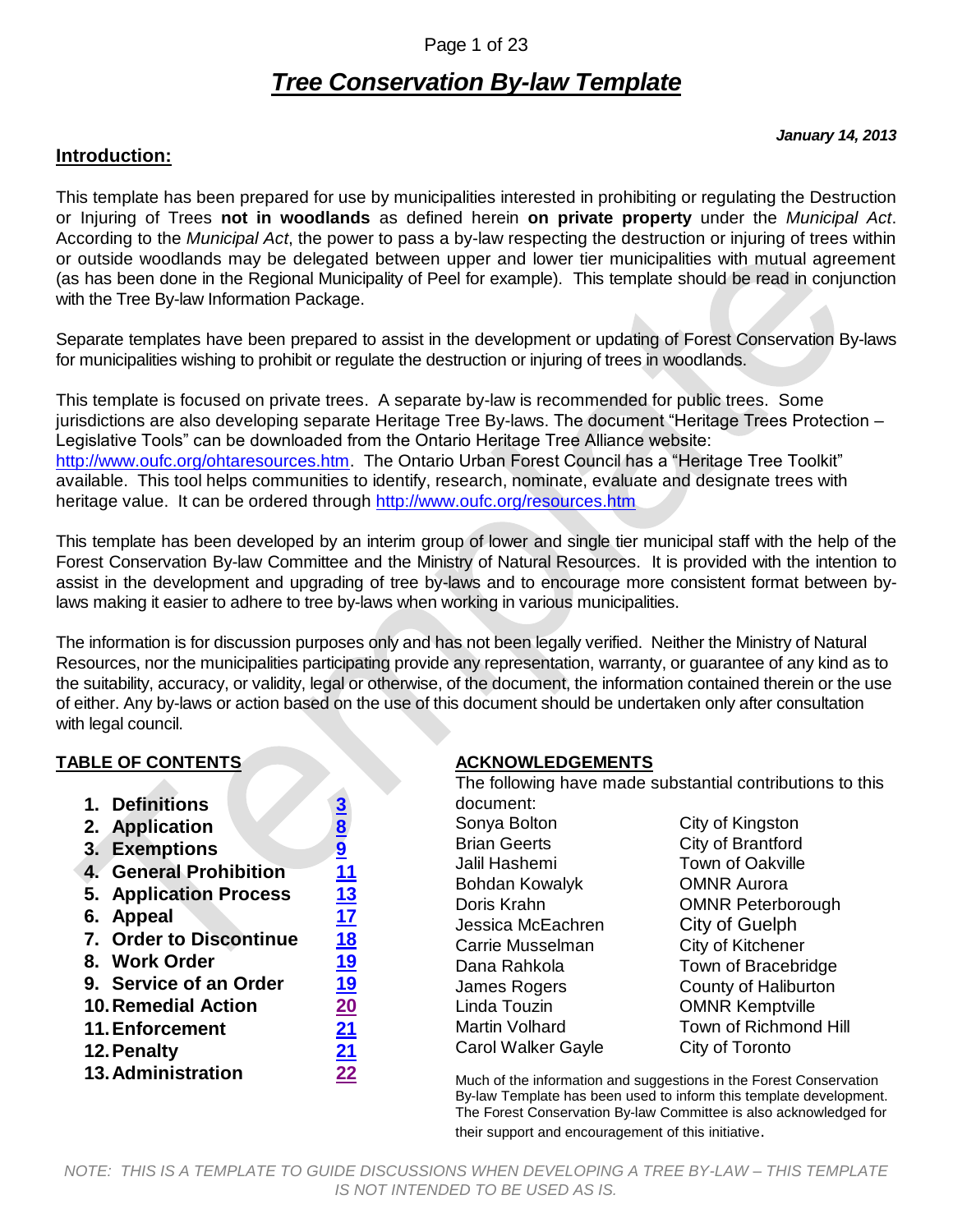# *Tree Conservation By-law Template*

***January 14, 2013***

## Introduction:

This template has been prepared for use by municipalities interested in prohibiting or regulating the Destruction or Injuring of Trees **not in woodlands** as defined herein **on private property** under the *Municipal Act*. According to the *Municipal Act*, the power to pass a by-law respecting the destruction or injuring of trees within or outside woodlands may be delegated between upper and lower tier municipalities with mutual agreement (as has been done in the Regional Municipality of Peel for example). This template should be read in conjunction with the Tree By-law Information Package.

Separate templates have been prepared to assist in the development or updating of Forest Conservation By-laws for municipalities wishing to prohibit or regulate the destruction or injuring of trees in woodlands.

This template is focused on private trees. A separate by-law is recommended for public trees. Some jurisdictions are also developing separate Heritage Tree By-laws. The document "Heritage Trees Protection – Legislative Tools" can be downloaded from the Ontario Heritage Tree Alliance website: http://www.oufc.org/ohtaresources.htm. The Ontario Urban Forest Council has a "Heritage Tree Toolkit" available. This tool helps communities to identify, research, nominate, evaluate and designate trees with heritage value. It can be ordered through http://www.oufc.org/resources.htm

This template has been developed by an interim group of lower and single tier municipal staff with the help of the Forest Conservation By-law Committee and the Ministry of Natural Resources. It is provided with the intention to assist in the development and upgrading of tree by-laws and to encourage more consistent format between by-laws making it easier to adhere to tree by-laws when working in various municipalities.

The information is for discussion purposes only and has not been legally verified. Neither the Ministry of Natural Resources, nor the municipalities participating provide any representation, warranty, or guarantee of any kind as to the suitability, accuracy, or validity, legal or otherwise, of the document, the information contained therein or the use of either. Any by-laws or action based on the use of this document should be undertaken only after consultation with legal council.

## TABLE OF CONTENTS

| Section | Page |
|---|---|
| **1. Definitions** | 3 |
| **2. Application** | 8 |
| **3. Exemptions** | 9 |
| **4. General Prohibition** | 11 |
| **5. Application Process** | 13 |
| **6. Appeal** | 17 |
| **7. Order to Discontinue** | 18 |
| **8. Work Order** | 19 |
| **9. Service of an Order** | 19 |
| **10. Remedial Action** | 20 |
| **11. Enforcement** | 21 |
| **12. Penalty** | 21 |
| **13. Administration** | 22 |

## ACKNOWLEDGEMENTS

The following have made substantial contributions to this document:

| Name | Organization |
|---|---|
| Sonya Bolton | City of Kingston |
| Brian Geerts | City of Brantford |
| Jalil Hashemi | Town of Oakville |
| Bohdan Kowalyk | OMNR Aurora |
| Doris Krahn | OMNR Peterborough |
| Jessica McEachren | City of Guelph |
| Carrie Musselman | City of Kitchener |
| Dana Rahkola | Town of Bracebridge |
| James Rogers | County of Haliburton |
| Linda Touzin | OMNR Kemptville |
| Martin Volhard | Town of Richmond Hill |
| Carol Walker Gayle | City of Toronto |

Much of the information and suggestions in the Forest Conservation By-law Template has been used to inform this template development. The Forest Conservation By-law Committee is also acknowledged for their support and encouragement of this initiative.

*NOTE: THIS IS A TEMPLATE TO GUIDE DISCUSSIONS WHEN DEVELOPING A TREE BY-LAW – THIS TEMPLATE IS NOT INTENDED TO BE USED AS IS.*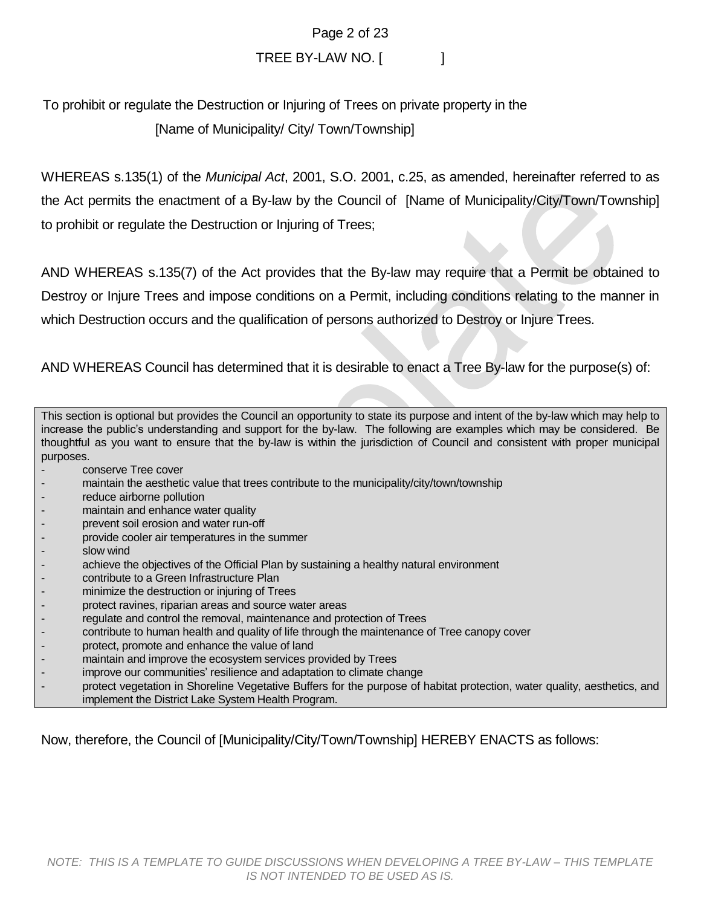TREE BY-LAW NO. [ ]

To prohibit or regulate the Destruction or Injuring of Trees on private property in the [Name of Municipality/ City/ Town/Township]

WHEREAS s.135(1) of the *Municipal Act*, 2001, S.O. 2001, c.25, as amended, hereinafter referred to as the Act permits the enactment of a By-law by the Council of [Name of Municipality/City/Town/Township] to prohibit or regulate the Destruction or Injuring of Trees;

AND WHEREAS s.135(7) of the Act provides that the By-law may require that a Permit be obtained to Destroy or Injure Trees and impose conditions on a Permit, including conditions relating to the manner in which Destruction occurs and the qualification of persons authorized to Destroy or Injure Trees.

AND WHEREAS Council has determined that it is desirable to enact a Tree By-law for the purpose(s) of:

> This section is optional but provides the Council an opportunity to state its purpose and intent of the by-law which may help to increase the public's understanding and support for the by-law. The following are examples which may be considered. Be thoughtful as you want to ensure that the by-law is within the jurisdiction of Council and consistent with proper municipal purposes.
>
> - conserve Tree cover
> - maintain the aesthetic value that trees contribute to the municipality/city/town/township
> - reduce airborne pollution
> - maintain and enhance water quality
> - prevent soil erosion and water run-off
> - provide cooler air temperatures in the summer
> - slow wind
> - achieve the objectives of the Official Plan by sustaining a healthy natural environment
> - contribute to a Green Infrastructure Plan
> - minimize the destruction or injuring of Trees
> - protect ravines, riparian areas and source water areas
> - regulate and control the removal, maintenance and protection of Trees
> - contribute to human health and quality of life through the maintenance of Tree canopy cover
> - protect, promote and enhance the value of land
> - maintain and improve the ecosystem services provided by Trees
> - improve our communities' resilience and adaptation to climate change
> - protect vegetation in Shoreline Vegetative Buffers for the purpose of habitat protection, water quality, aesthetics, and implement the District Lake System Health Program.

Now, therefore, the Council of [Municipality/City/Town/Township] HEREBY ENACTS as follows:

*NOTE: THIS IS A TEMPLATE TO GUIDE DISCUSSIONS WHEN DEVELOPING A TREE BY-LAW – THIS TEMPLATE IS NOT INTENDED TO BE USED AS IS.*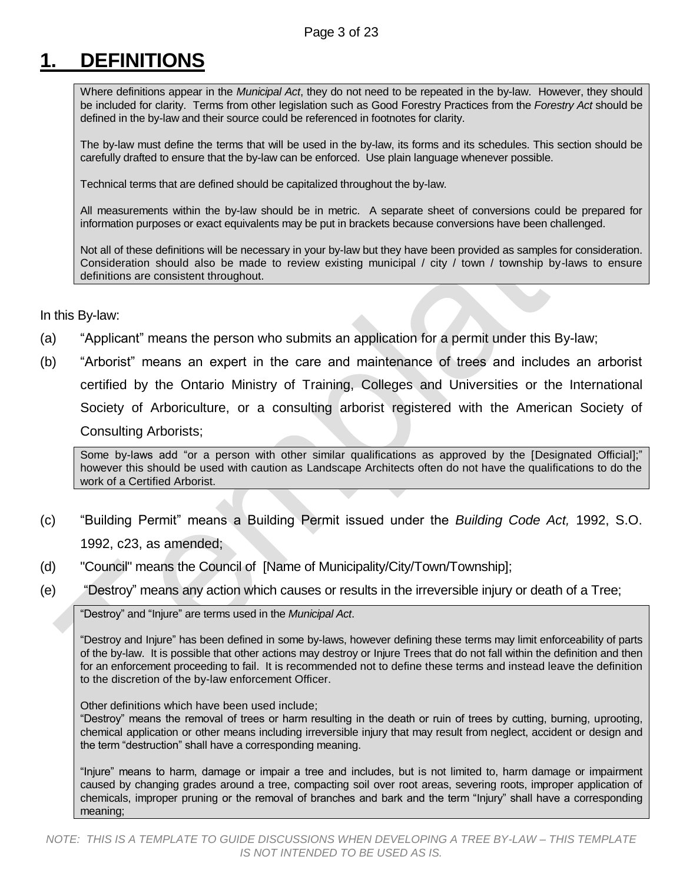# 1. DEFINITIONS

> Where definitions appear in the *Municipal Act*, they do not need to be repeated in the by-law. However, they should be included for clarity. Terms from other legislation such as Good Forestry Practices from the *Forestry Act* should be defined in the by-law and their source could be referenced in footnotes for clarity.
>
> The by-law must define the terms that will be used in the by-law, its forms and its schedules. This section should be carefully drafted to ensure that the by-law can be enforced. Use plain language whenever possible.
>
> Technical terms that are defined should be capitalized throughout the by-law.
>
> All measurements within the by-law should be in metric. A separate sheet of conversions could be prepared for information purposes or exact equivalents may be put in brackets because conversions have been challenged.
>
> Not all of these definitions will be necessary in your by-law but they have been provided as samples for consideration. Consideration should also be made to review existing municipal / city / town / township by-laws to ensure definitions are consistent throughout.

In this By-law:

(a) "Applicant" means the person who submits an application for a permit under this By-law;

(b) "Arborist" means an expert in the care and maintenance of trees and includes an arborist certified by the Ontario Ministry of Training, Colleges and Universities or the International Society of Arboriculture, or a consulting arborist registered with the American Society of Consulting Arborists;

> Some by-laws add "or a person with other similar qualifications as approved by the [Designated Official];" however this should be used with caution as Landscape Architects often do not have the qualifications to do the work of a Certified Arborist.

(c) "Building Permit" means a Building Permit issued under the *Building Code Act,* 1992, S.O. 1992, c23, as amended;

(d) "Council" means the Council of [Name of Municipality/City/Town/Township];

(e) "Destroy" means any action which causes or results in the irreversible injury or death of a Tree;

> "Destroy" and "Injure" are terms used in the *Municipal Act*.
>
> "Destroy and Injure" has been defined in some by-laws, however defining these terms may limit enforceability of parts of the by-law. It is possible that other actions may destroy or Injure Trees that do not fall within the definition and then for an enforcement proceeding to fail. It is recommended not to define these terms and instead leave the definition to the discretion of the by-law enforcement Officer.
>
> Other definitions which have been used include;
> "Destroy" means the removal of trees or harm resulting in the death or ruin of trees by cutting, burning, uprooting, chemical application or other means including irreversible injury that may result from neglect, accident or design and the term "destruction" shall have a corresponding meaning.
>
> "Injure" means to harm, damage or impair a tree and includes, but is not limited to, harm damage or impairment caused by changing grades around a tree, compacting soil over root areas, severing roots, improper application of chemicals, improper pruning or the removal of branches and bark and the term "Injury" shall have a corresponding meaning;

*NOTE: THIS IS A TEMPLATE TO GUIDE DISCUSSIONS WHEN DEVELOPING A TREE BY-LAW – THIS TEMPLATE IS NOT INTENDED TO BE USED AS IS.*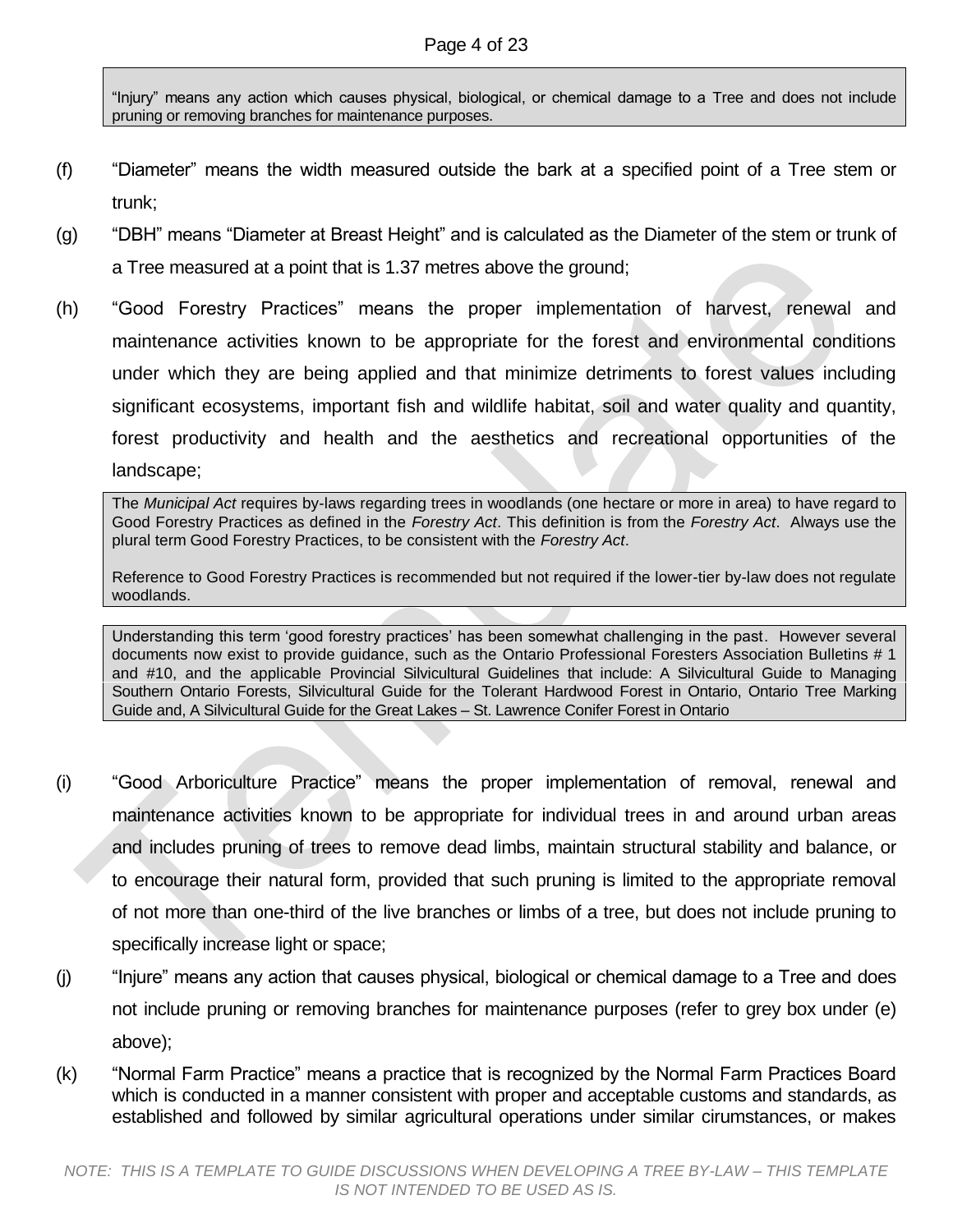> "Injury" means any action which causes physical, biological, or chemical damage to a Tree and does not include pruning or removing branches for maintenance purposes.

(f) "Diameter" means the width measured outside the bark at a specified point of a Tree stem or trunk;

(g) "DBH" means "Diameter at Breast Height" and is calculated as the Diameter of the stem or trunk of a Tree measured at a point that is 1.37 metres above the ground;

(h) "Good Forestry Practices" means the proper implementation of harvest, renewal and maintenance activities known to be appropriate for the forest and environmental conditions under which they are being applied and that minimize detriments to forest values including significant ecosystems, important fish and wildlife habitat, soil and water quality and quantity, forest productivity and health and the aesthetics and recreational opportunities of the landscape;

> The *Municipal Act* requires by-laws regarding trees in woodlands (one hectare or more in area) to have regard to Good Forestry Practices as defined in the *Forestry Act*. This definition is from the *Forestry Act*. Always use the plural term Good Forestry Practices, to be consistent with the *Forestry Act*.
>
> Reference to Good Forestry Practices is recommended but not required if the lower-tier by-law does not regulate woodlands.

> Understanding this term 'good forestry practices' has been somewhat challenging in the past. However several documents now exist to provide guidance, such as the Ontario Professional Foresters Association Bulletins # 1 and #10, and the applicable Provincial Silvicultural Guidelines that include: A Silvicultural Guide to Managing Southern Ontario Forests, Silvicultural Guide for the Tolerant Hardwood Forest in Ontario, Ontario Tree Marking Guide and, A Silvicultural Guide for the Great Lakes – St. Lawrence Conifer Forest in Ontario

(i) "Good Arboriculture Practice" means the proper implementation of removal, renewal and maintenance activities known to be appropriate for individual trees in and around urban areas and includes pruning of trees to remove dead limbs, maintain structural stability and balance, or to encourage their natural form, provided that such pruning is limited to the appropriate removal of not more than one-third of the live branches or limbs of a tree, but does not include pruning to specifically increase light or space;

(j) "Injure" means any action that causes physical, biological or chemical damage to a Tree and does not include pruning or removing branches for maintenance purposes (refer to grey box under (e) above);

(k) "Normal Farm Practice" means a practice that is recognized by the Normal Farm Practices Board which is conducted in a manner consistent with proper and acceptable customs and standards, as established and followed by similar agricultural operations under similar cirumstances, or makes

*NOTE: THIS IS A TEMPLATE TO GUIDE DISCUSSIONS WHEN DEVELOPING A TREE BY-LAW – THIS TEMPLATE IS NOT INTENDED TO BE USED AS IS.*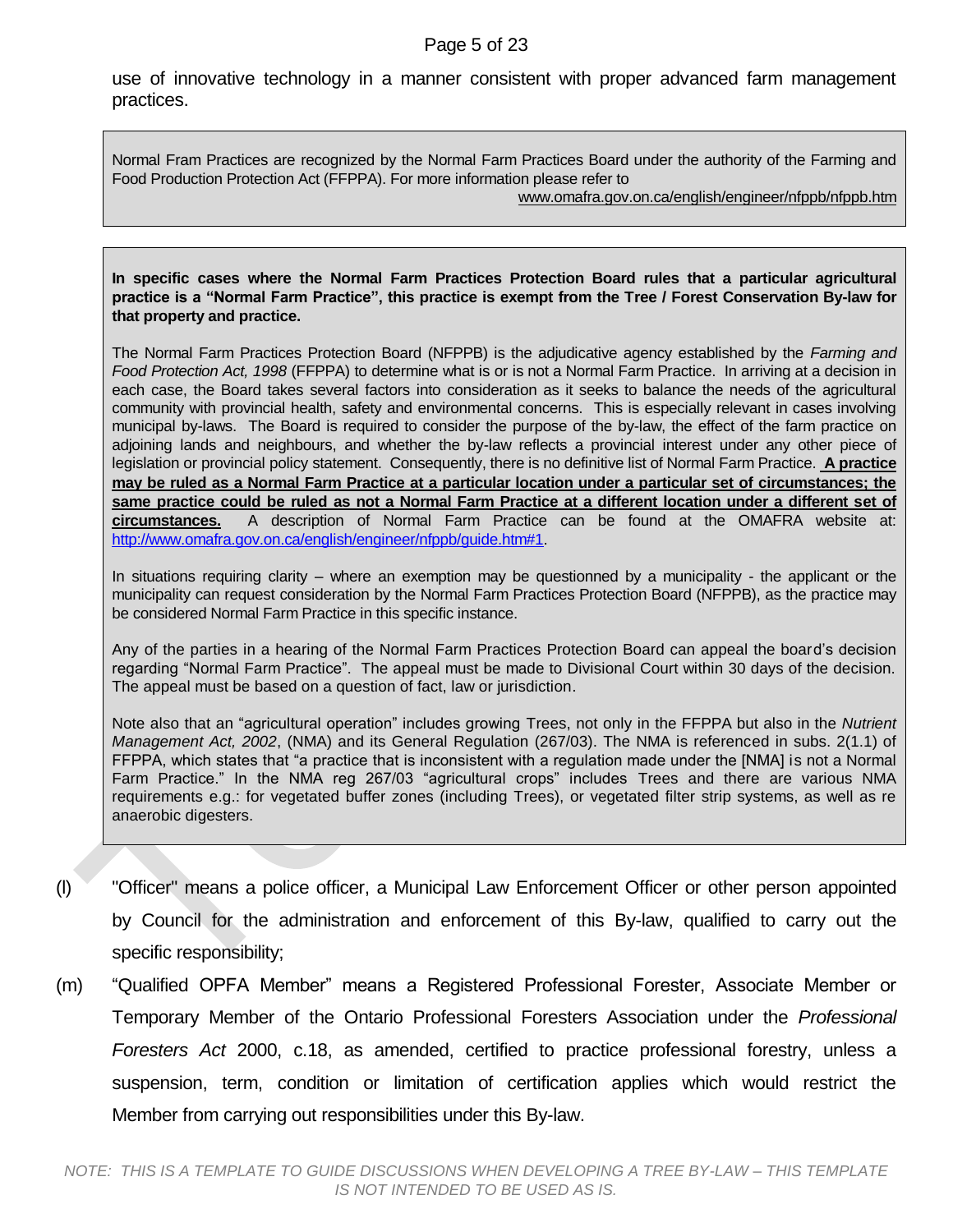use of innovative technology in a manner consistent with proper advanced farm management practices.

> Normal Fram Practices are recognized by the Normal Farm Practices Board under the authority of the Farming and Food Production Protection Act (FFPPA). For more information please refer to www.omafra.gov.on.ca/english/engineer/nfppb/nfppb.htm

> **In specific cases where the Normal Farm Practices Protection Board rules that a particular agricultural practice is a "Normal Farm Practice", this practice is exempt from the Tree / Forest Conservation By-law for that property and practice.**
>
> The Normal Farm Practices Protection Board (NFPPB) is the adjudicative agency established by the *Farming and Food Protection Act, 1998* (FFPPA) to determine what is or is not a Normal Farm Practice. In arriving at a decision in each case, the Board takes several factors into consideration as it seeks to balance the needs of the agricultural community with provincial health, safety and environmental concerns. This is especially relevant in cases involving municipal by-laws. The Board is required to consider the purpose of the by-law, the effect of the farm practice on adjoining lands and neighbours, and whether the by-law reflects a provincial interest under any other piece of legislation or provincial policy statement. Consequently, there is no definitive list of Normal Farm Practice. **A practice may be ruled as a Normal Farm Practice at a particular location under a particular set of circumstances; the same practice could be ruled as not a Normal Farm Practice at a different location under a different set of circumstances.** A description of Normal Farm Practice can be found at the OMAFRA website at: http://www.omafra.gov.on.ca/english/engineer/nfppb/guide.htm#1.
>
> In situations requiring clarity – where an exemption may be questioned by a municipality - the applicant or the municipality can request consideration by the Normal Farm Practices Protection Board (NFPPB), as the practice may be considered Normal Farm Practice in this specific instance.
>
> Any of the parties in a hearing of the Normal Farm Practices Protection Board can appeal the board's decision regarding "Normal Farm Practice". The appeal must be made to Divisional Court within 30 days of the decision. The appeal must be based on a question of fact, law or jurisdiction.
>
> Note also that an "agricultural operation" includes growing Trees, not only in the FFPPA but also in the *Nutrient Management Act, 2002*, (NMA) and its General Regulation (267/03). The NMA is referenced in subs. 2(1.1) of FFPPA, which states that "a practice that is inconsistent with a regulation made under the [NMA] is not a Normal Farm Practice." In the NMA reg 267/03 "agricultural crops" includes Trees and there are various NMA requirements e.g.: for vegetated buffer zones (including Trees), or vegetated filter strip systems, as well as re anaerobic digesters.

(l) "Officer" means a police officer, a Municipal Law Enforcement Officer or other person appointed by Council for the administration and enforcement of this By-law, qualified to carry out the specific responsibility;

(m) "Qualified OPFA Member" means a Registered Professional Forester, Associate Member or Temporary Member of the Ontario Professional Foresters Association under the *Professional Foresters Act* 2000, c.18, as amended, certified to practice professional forestry, unless a suspension, term, condition or limitation of certification applies which would restrict the Member from carrying out responsibilities under this By-law.

*NOTE: THIS IS A TEMPLATE TO GUIDE DISCUSSIONS WHEN DEVELOPING A TREE BY-LAW – THIS TEMPLATE IS NOT INTENDED TO BE USED AS IS.*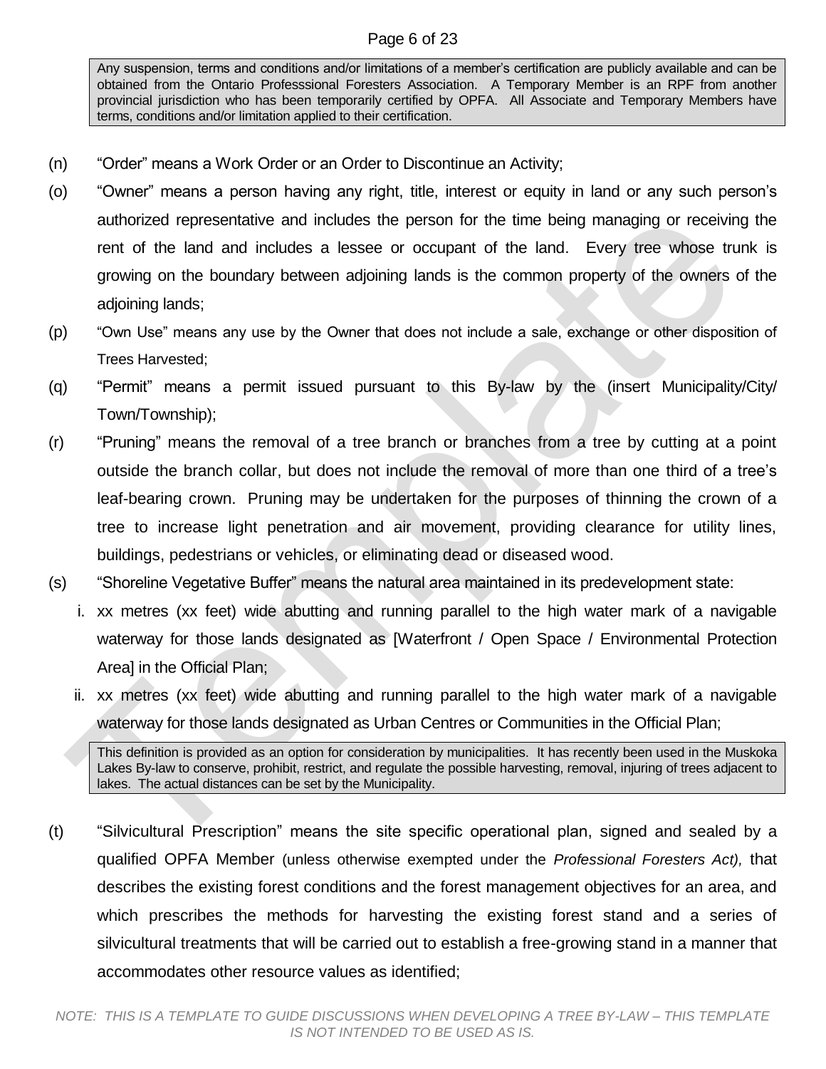> Any suspension, terms and conditions and/or limitations of a member's certification are publicly available and can be obtained from the Ontario Professsional Foresters Association. A Temporary Member is an RPF from another provincial jurisdiction who has been temporarily certified by OPFA. All Associate and Temporary Members have terms, conditions and/or limitation applied to their certification.

(n) "Order" means a Work Order or an Order to Discontinue an Activity;

(o) "Owner" means a person having any right, title, interest or equity in land or any such person's authorized representative and includes the person for the time being managing or receiving the rent of the land and includes a lessee or occupant of the land. Every tree whose trunk is growing on the boundary between adjoining lands is the common property of the owners of the adjoining lands;

(p) "Own Use" means any use by the Owner that does not include a sale, exchange or other disposition of Trees Harvested;

(q) "Permit" means a permit issued pursuant to this By-law by the (insert Municipality/City/ Town/Township);

(r) "Pruning" means the removal of a tree branch or branches from a tree by cutting at a point outside the branch collar, but does not include the removal of more than one third of a tree's leaf-bearing crown. Pruning may be undertaken for the purposes of thinning the crown of a tree to increase light penetration and air movement, providing clearance for utility lines, buildings, pedestrians or vehicles, or eliminating dead or diseased wood.

(s) "Shoreline Vegetative Buffer" means the natural area maintained in its predevelopment state:

   i. xx metres (xx feet) wide abutting and running parallel to the high water mark of a navigable waterway for those lands designated as [Waterfront / Open Space / Environmental Protection Area] in the Official Plan;

   ii. xx metres (xx feet) wide abutting and running parallel to the high water mark of a navigable waterway for those lands designated as Urban Centres or Communities in the Official Plan;

> This definition is provided as an option for consideration by municipalities. It has recently been used in the Muskoka Lakes By-law to conserve, prohibit, restrict, and regulate the possible harvesting, removal, injuring of trees adjacent to lakes. The actual distances can be set by the Municipality.

(t) "Silvicultural Prescription" means the site specific operational plan, signed and sealed by a qualified OPFA Member (unless otherwise exempted under the *Professional Foresters Act),* that describes the existing forest conditions and the forest management objectives for an area, and which prescribes the methods for harvesting the existing forest stand and a series of silvicultural treatments that will be carried out to establish a free-growing stand in a manner that accommodates other resource values as identified;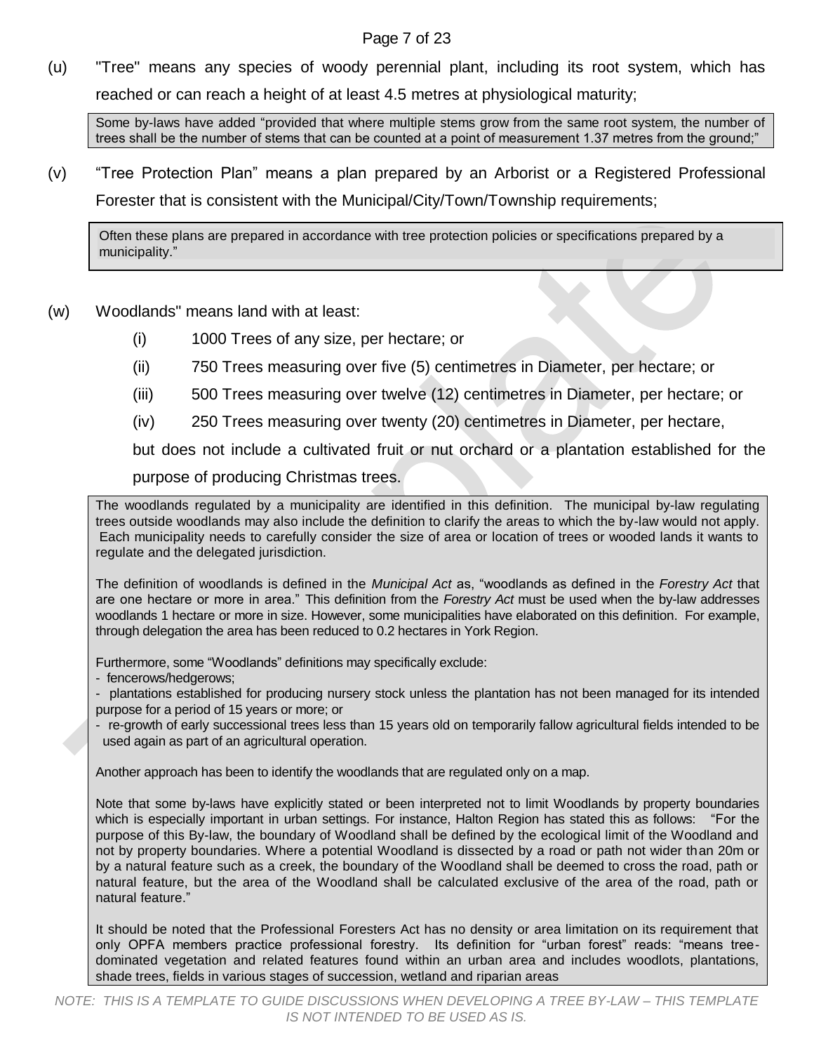(u) "Tree" means any species of woody perennial plant, including its root system, which has reached or can reach a height of at least 4.5 metres at physiological maturity;

> Some by-laws have added "provided that where multiple stems grow from the same root system, the number of trees shall be the number of stems that can be counted at a point of measurement 1.37 metres from the ground;"

(v) "Tree Protection Plan" means a plan prepared by an Arborist or a Registered Professional Forester that is consistent with the Municipal/City/Town/Township requirements;

> Often these plans are prepared in accordance with tree protection policies or specifications prepared by a municipality."

(w) Woodlands" means land with at least:

- (i) 1000 Trees of any size, per hectare; or
- (ii) 750 Trees measuring over five (5) centimetres in Diameter, per hectare; or
- (iii) 500 Trees measuring over twelve (12) centimetres in Diameter, per hectare; or
- (iv) 250 Trees measuring over twenty (20) centimetres in Diameter, per hectare,

but does not include a cultivated fruit or nut orchard or a plantation established for the purpose of producing Christmas trees.

> The woodlands regulated by a municipality are identified in this definition. The municipal by-law regulating trees outside woodlands may also include the definition to clarify the areas to which the by-law would not apply. Each municipality needs to carefully consider the size of area or location of trees or wooded lands it wants to regulate and the delegated jurisdiction.
>
> The definition of woodlands is defined in the *Municipal Act* as, "woodlands as defined in the *Forestry Act* that are one hectare or more in area." This definition from the *Forestry Act* must be used when the by-law addresses woodlands 1 hectare or more in size. However, some municipalities have elaborated on this definition. For example, through delegation the area has been reduced to 0.2 hectares in York Region.
>
> Furthermore, some "Woodlands" definitions may specifically exclude:
>
> - fencerows/hedgerows;
> - plantations established for producing nursery stock unless the plantation has not been managed for its intended purpose for a period of 15 years or more; or
> - re-growth of early successional trees less than 15 years old on temporarily fallow agricultural fields intended to be used again as part of an agricultural operation.
>
> Another approach has been to identify the woodlands that are regulated only on a map.
>
> Note that some by-laws have explicitly stated or been interpreted not to limit Woodlands by property boundaries which is especially important in urban settings. For instance, Halton Region has stated this as follows: "For the purpose of this By-law, the boundary of Woodland shall be defined by the ecological limit of the Woodland and not by property boundaries. Where a potential Woodland is dissected by a road or path not wider than 20m or by a natural feature such as a creek, the boundary of the Woodland shall be deemed to cross the road, path or natural feature, but the area of the Woodland shall be calculated exclusive of the area of the road, path or natural feature."
>
> It should be noted that the Professional Foresters Act has no density or area limitation on its requirement that only OPFA members practice professional forestry. Its definition for "urban forest" reads: "means tree-dominated vegetation and related features found within an urban area and includes woodlots, plantations, shade trees, fields in various stages of succession, wetland and riparian areas

*NOTE: THIS IS A TEMPLATE TO GUIDE DISCUSSIONS WHEN DEVELOPING A TREE BY-LAW – THIS TEMPLATE IS NOT INTENDED TO BE USED AS IS.*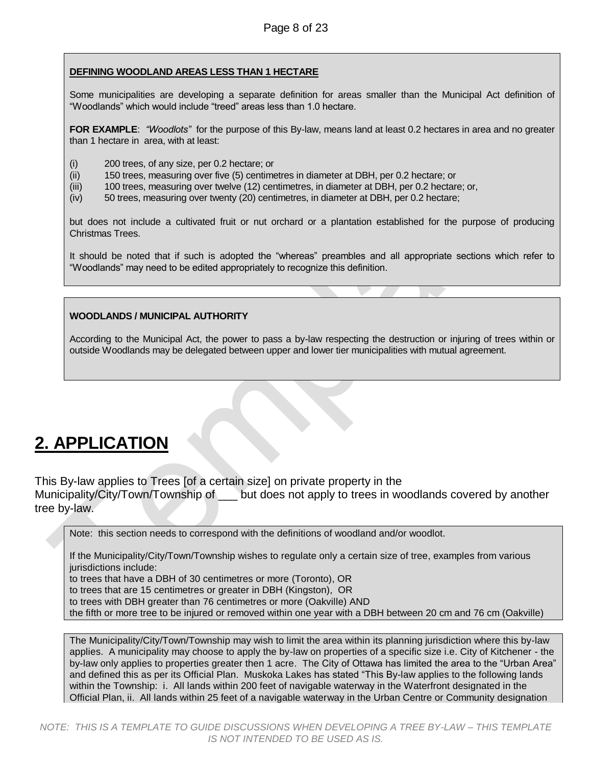**DEFINING WOODLAND AREAS LESS THAN 1 HECTARE**

Some municipalities are developing a separate definition for areas smaller than the Municipal Act definition of "Woodlands" which would include "treed" areas less than 1.0 hectare.

**FOR EXAMPLE**: *"Woodlots"* for the purpose of this By-law, means land at least 0.2 hectares in area and no greater than 1 hectare in area, with at least:

(i) 200 trees, of any size, per 0.2 hectare; or
(ii) 150 trees, measuring over five (5) centimetres in diameter at DBH, per 0.2 hectare; or
(iii) 100 trees, measuring over twelve (12) centimetres, in diameter at DBH, per 0.2 hectare; or,
(iv) 50 trees, measuring over twenty (20) centimetres, in diameter at DBH, per 0.2 hectare;

but does not include a cultivated fruit or nut orchard or a plantation established for the purpose of producing Christmas Trees.

It should be noted that if such is adopted the "whereas" preambles and all appropriate sections which refer to "Woodlands" may need to be edited appropriately to recognize this definition.

**WOODLANDS / MUNICIPAL AUTHORITY**

According to the Municipal Act, the power to pass a by-law respecting the destruction or injuring of trees within or outside Woodlands may be delegated between upper and lower tier municipalities with mutual agreement.

# 2. APPLICATION

This By-law applies to Trees [of a certain size] on private property in the Municipality/City/Town/Township of ___ but does not apply to trees in woodlands covered by another tree by-law.

Note: this section needs to correspond with the definitions of woodland and/or woodlot.

If the Municipality/City/Town/Township wishes to regulate only a certain size of tree, examples from various jurisdictions include:
to trees that have a DBH of 30 centimetres or more (Toronto), OR
to trees that are 15 centimetres or greater in DBH (Kingston), OR
to trees with DBH greater than 76 centimetres or more (Oakville) AND
the fifth or more tree to be injured or removed within one year with a DBH between 20 cm and 76 cm (Oakville)

The Municipality/City/Town/Township may wish to limit the area within its planning jurisdiction where this by-law applies. A municipality may choose to apply the by-law on properties of a specific size i.e. City of Kitchener - the by-law only applies to properties greater then 1 acre. The City of Ottawa has limited the area to the "Urban Area" and defined this as per its Official Plan. Muskoka Lakes has stated "This By-law applies to the following lands within the Township: i. All lands within 200 feet of navigable waterway in the Waterfront designated in the Official Plan, ii. All lands within 25 feet of a navigable waterway in the Urban Centre or Community designation

NOTE: THIS IS A TEMPLATE TO GUIDE DISCUSSIONS WHEN DEVELOPING A TREE BY-LAW – THIS TEMPLATE IS NOT INTENDED TO BE USED AS IS.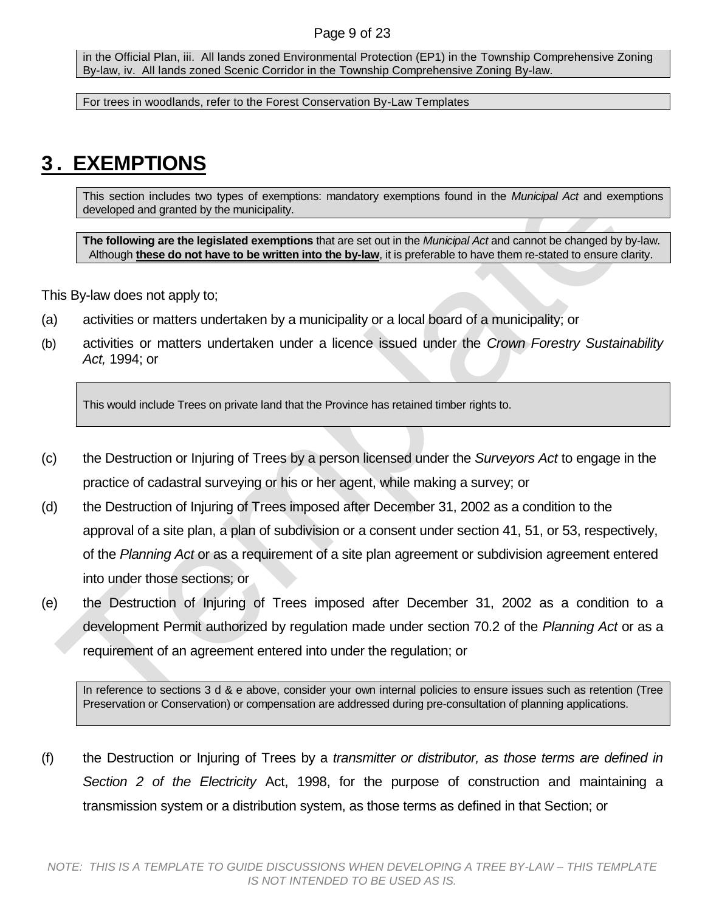in the Official Plan, iii. All lands zoned Environmental Protection (EP1) in the Township Comprehensive Zoning By-law, iv. All lands zoned Scenic Corridor in the Township Comprehensive Zoning By-law.

For trees in woodlands, refer to the Forest Conservation By-Law Templates

# 3. EXEMPTIONS

This section includes two types of exemptions: mandatory exemptions found in the *Municipal Act* and exemptions developed and granted by the municipality.

**The following are the legislated exemptions** that are set out in the *Municipal Act* and cannot be changed by by-law. Although **these do not have to be written into the by-law**, it is preferable to have them re-stated to ensure clarity.

This By-law does not apply to;

(a) activities or matters undertaken by a municipality or a local board of a municipality; or

(b) activities or matters undertaken under a licence issued under the *Crown Forestry Sustainability Act,* 1994; or

This would include Trees on private land that the Province has retained timber rights to.

(c) the Destruction or Injuring of Trees by a person licensed under the *Surveyors Act* to engage in the practice of cadastral surveying or his or her agent, while making a survey; or

(d) the Destruction of Injuring of Trees imposed after December 31, 2002 as a condition to the approval of a site plan, a plan of subdivision or a consent under section 41, 51, or 53, respectively, of the *Planning Act* or as a requirement of a site plan agreement or subdivision agreement entered into under those sections; or

(e) the Destruction of Injuring of Trees imposed after December 31, 2002 as a condition to a development Permit authorized by regulation made under section 70.2 of the *Planning Act* or as a requirement of an agreement entered into under the regulation; or

In reference to sections 3 d & e above, consider your own internal policies to ensure issues such as retention (Tree Preservation or Conservation) or compensation are addressed during pre-consultation of planning applications.

(f) the Destruction or Injuring of Trees by a *transmitter or distributor, as those terms are defined in Section 2 of the Electricity* Act, 1998, for the purpose of construction and maintaining a transmission system or a distribution system, as those terms as defined in that Section; or

*NOTE: THIS IS A TEMPLATE TO GUIDE DISCUSSIONS WHEN DEVELOPING A TREE BY-LAW – THIS TEMPLATE IS NOT INTENDED TO BE USED AS IS.*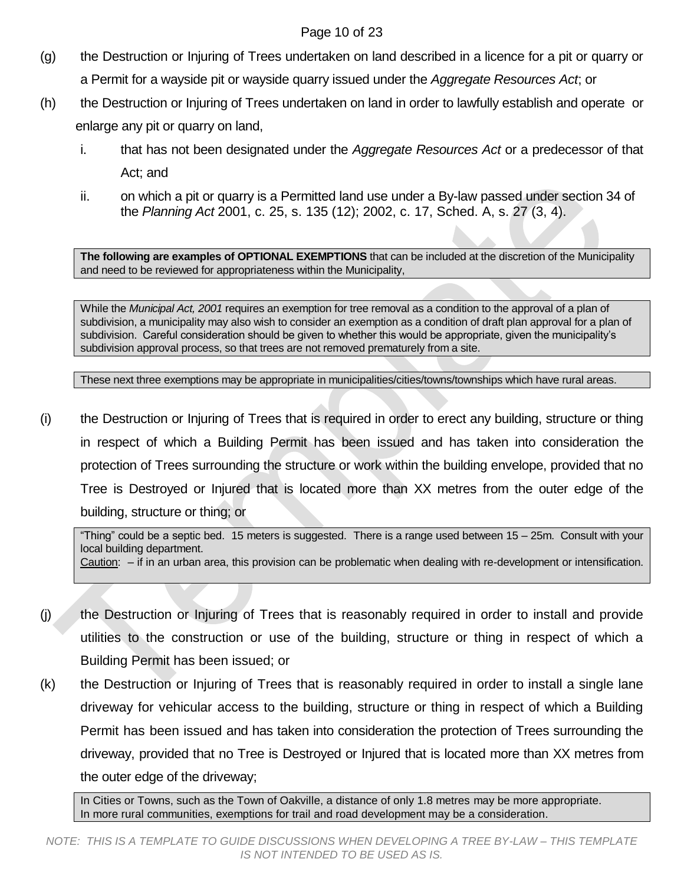(g) the Destruction or Injuring of Trees undertaken on land described in a licence for a pit or quarry or a Permit for a wayside pit or wayside quarry issued under the *Aggregate Resources Act*; or

(h) the Destruction or Injuring of Trees undertaken on land in order to lawfully establish and operate or enlarge any pit or quarry on land,

   i. that has not been designated under the *Aggregate Resources Act* or a predecessor of that Act; and

   ii. on which a pit or quarry is a Permitted land use under a By-law passed under section 34 of the *Planning Act* 2001, c. 25, s. 135 (12); 2002, c. 17, Sched. A, s. 27 (3, 4).

> **The following are examples of OPTIONAL EXEMPTIONS** that can be included at the discretion of the Municipality and need to be reviewed for appropriateness within the Municipality,

> While the *Municipal Act, 2001* requires an exemption for tree removal as a condition to the approval of a plan of subdivision, a municipality may also wish to consider an exemption as a condition of draft plan approval for a plan of subdivision. Careful consideration should be given to whether this would be appropriate, given the municipality's subdivision approval process, so that trees are not removed prematurely from a site.

> These next three exemptions may be appropriate in municipalities/cities/towns/townships which have rural areas.

(i) the Destruction or Injuring of Trees that is required in order to erect any building, structure or thing in respect of which a Building Permit has been issued and has taken into consideration the protection of Trees surrounding the structure or work within the building envelope, provided that no Tree is Destroyed or Injured that is located more than XX metres from the outer edge of the building, structure or thing; or

> "Thing" could be a septic bed. 15 meters is suggested. There is a range used between 15 – 25m. Consult with your local building department.
> Caution: – if in an urban area, this provision can be problematic when dealing with re-development or intensification.

(j) the Destruction or Injuring of Trees that is reasonably required in order to install and provide utilities to the construction or use of the building, structure or thing in respect of which a Building Permit has been issued; or

(k) the Destruction or Injuring of Trees that is reasonably required in order to install a single lane driveway for vehicular access to the building, structure or thing in respect of which a Building Permit has been issued and has taken into consideration the protection of Trees surrounding the driveway, provided that no Tree is Destroyed or Injured that is located more than XX metres from the outer edge of the driveway;

> In Cities or Towns, such as the Town of Oakville, a distance of only 1.8 metres may be more appropriate.
> In more rural communities, exemptions for trail and road development may be a consideration.

*NOTE: THIS IS A TEMPLATE TO GUIDE DISCUSSIONS WHEN DEVELOPING A TREE BY-LAW – THIS TEMPLATE IS NOT INTENDED TO BE USED AS IS.*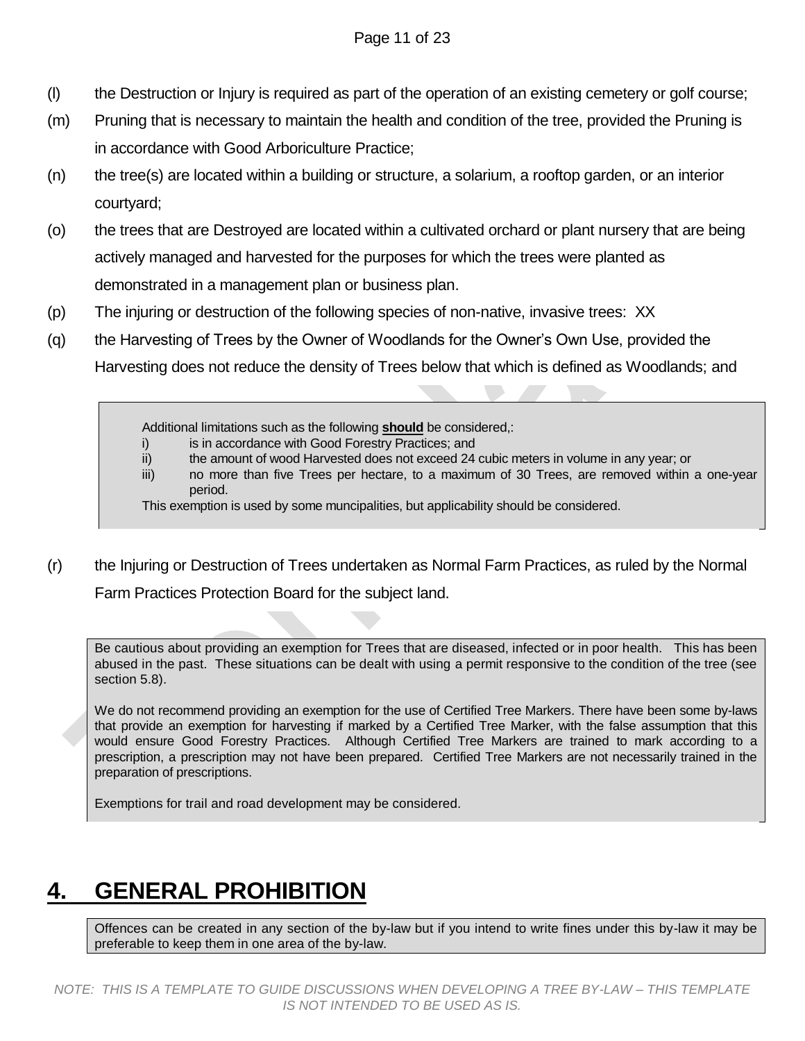(l) the Destruction or Injury is required as part of the operation of an existing cemetery or golf course;

(m) Pruning that is necessary to maintain the health and condition of the tree, provided the Pruning is in accordance with Good Arboriculture Practice;

(n) the tree(s) are located within a building or structure, a solarium, a rooftop garden, or an interior courtyard;

(o) the trees that are Destroyed are located within a cultivated orchard or plant nursery that are being actively managed and harvested for the purposes for which the trees were planted as demonstrated in a management plan or business plan.

(p) The injuring or destruction of the following species of non-native, invasive trees: XX

(q) the Harvesting of Trees by the Owner of Woodlands for the Owner's Own Use, provided the Harvesting does not reduce the density of Trees below that which is defined as Woodlands; and

> Additional limitations such as the following **should** be considered,:
>
> i) is in accordance with Good Forestry Practices; and
>
> ii) the amount of wood Harvested does not exceed 24 cubic meters in volume in any year; or
>
> iii) no more than five Trees per hectare, to a maximum of 30 Trees, are removed within a one-year period.
>
> This exemption is used by some muncipalities, but applicability should be considered.

(r) the Injuring or Destruction of Trees undertaken as Normal Farm Practices, as ruled by the Normal Farm Practices Protection Board for the subject land.

> Be cautious about providing an exemption for Trees that are diseased, infected or in poor health. This has been abused in the past. These situations can be dealt with using a permit responsive to the condition of the tree (see section 5.8).
>
> We do not recommend providing an exemption for the use of Certified Tree Markers. There have been some by-laws that provide an exemption for harvesting if marked by a Certified Tree Marker, with the false assumption that this would ensure Good Forestry Practices. Although Certified Tree Markers are trained to mark according to a prescription, a prescription may not have been prepared. Certified Tree Markers are not necessarily trained in the preparation of prescriptions.
>
> Exemptions for trail and road development may be considered.

# 4. GENERAL PROHIBITION

> Offences can be created in any section of the by-law but if you intend to write fines under this by-law it may be preferable to keep them in one area of the by-law.

*NOTE: THIS IS A TEMPLATE TO GUIDE DISCUSSIONS WHEN DEVELOPING A TREE BY-LAW – THIS TEMPLATE IS NOT INTENDED TO BE USED AS IS.*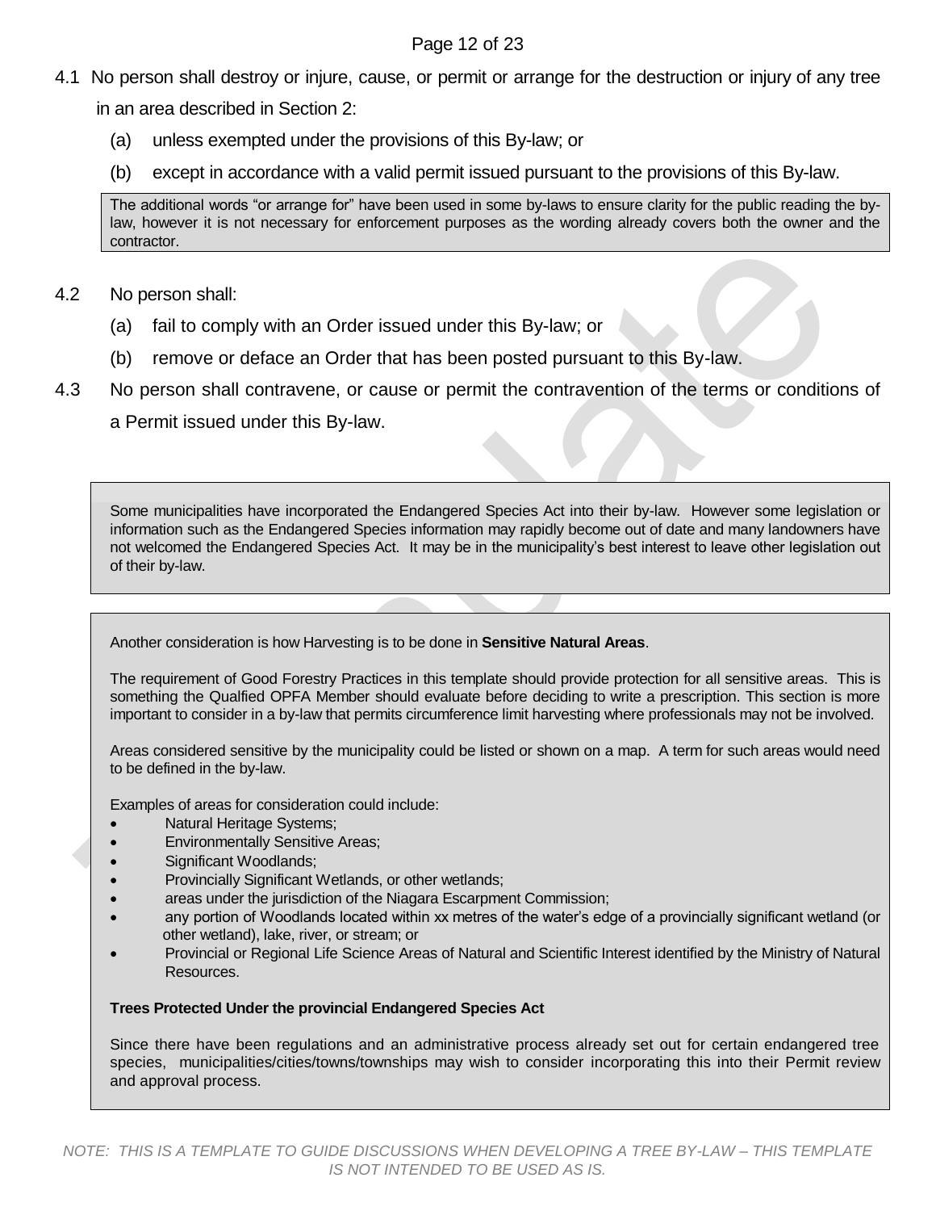4.1 No person shall destroy or injure, cause, or permit or arrange for the destruction or injury of any tree in an area described in Section 2:

  (a) unless exempted under the provisions of this By-law; or

  (b) except in accordance with a valid permit issued pursuant to the provisions of this By-law.

> The additional words "or arrange for" have been used in some by-laws to ensure clarity for the public reading the by-law, however it is not necessary for enforcement purposes as the wording already covers both the owner and the contractor.

4.2 No person shall:

  (a) fail to comply with an Order issued under this By-law; or

  (b) remove or deface an Order that has been posted pursuant to this By-law.

4.3 No person shall contravene, or cause or permit the contravention of the terms or conditions of a Permit issued under this By-law.

> Some municipalities have incorporated the Endangered Species Act into their by-law. However some legislation or information such as the Endangered Species information may rapidly become out of date and many landowners have not welcomed the Endangered Species Act. It may be in the municipality's best interest to leave other legislation out of their by-law.

> Another consideration is how Harvesting is to be done in **Sensitive Natural Areas**.
>
> The requirement of Good Forestry Practices in this template should provide protection for all sensitive areas. This is something the Qualfied OPFA Member should evaluate before deciding to write a prescription. This section is more important to consider in a by-law that permits circumference limit harvesting where professionals may not be involved.
>
> Areas considered sensitive by the municipality could be listed or shown on a map. A term for such areas would need to be defined in the by-law.
>
> Examples of areas for consideration could include:
>
> - Natural Heritage Systems;
> - Environmentally Sensitive Areas;
> - Significant Woodlands;
> - Provincially Significant Wetlands, or other wetlands;
> - areas under the jurisdiction of the Niagara Escarpment Commission;
> - any portion of Woodlands located within xx metres of the water's edge of a provincially significant wetland (or other wetland), lake, river, or stream; or
> - Provincial or Regional Life Science Areas of Natural and Scientific Interest identified by the Ministry of Natural Resources.
>
> **Trees Protected Under the provincial Endangered Species Act**
>
> Since there have been regulations and an administrative process already set out for certain endangered tree species, municipalities/cities/towns/townships may wish to consider incorporating this into their Permit review and approval process.

*NOTE: THIS IS A TEMPLATE TO GUIDE DISCUSSIONS WHEN DEVELOPING A TREE BY-LAW – THIS TEMPLATE IS NOT INTENDED TO BE USED AS IS.*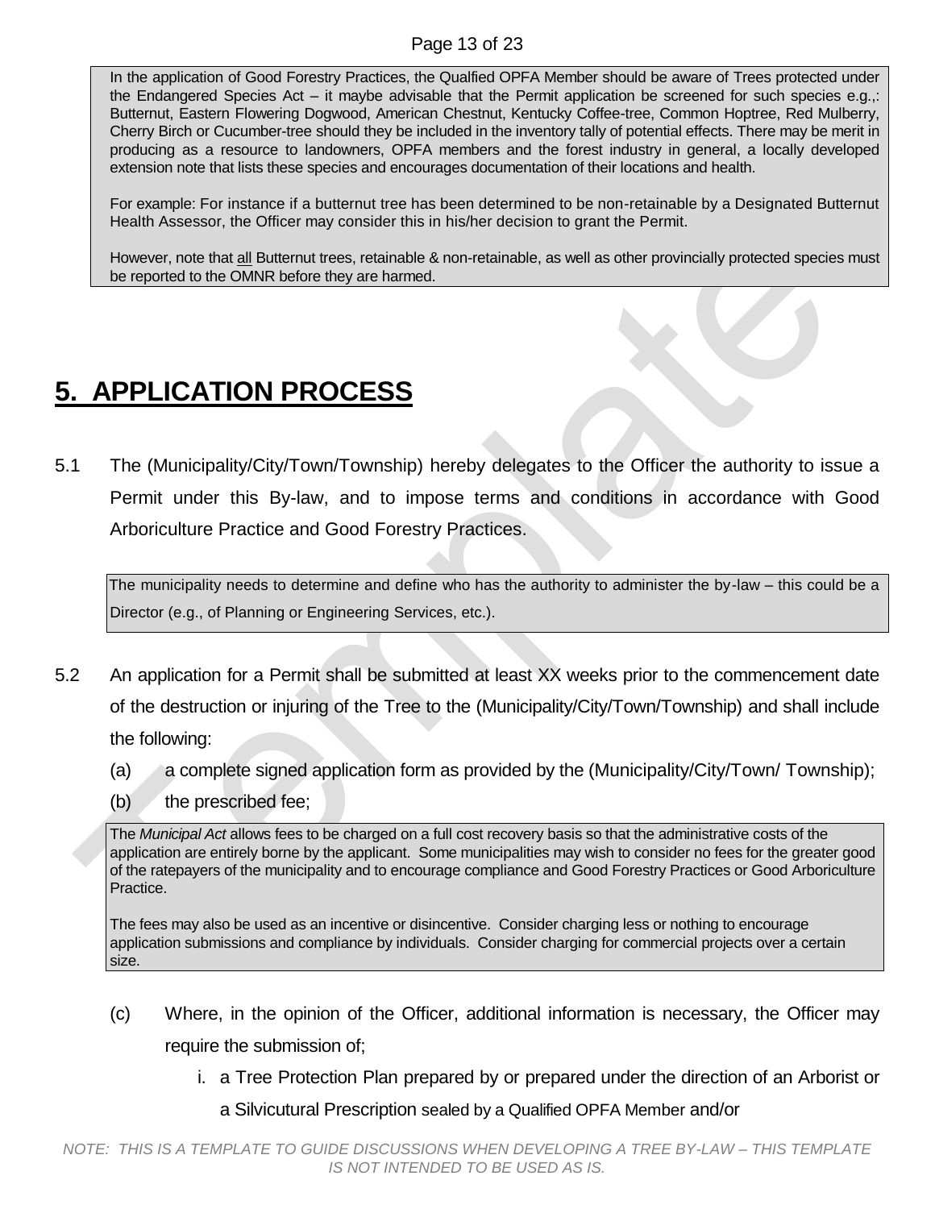In the application of Good Forestry Practices, the Qualfied OPFA Member should be aware of Trees protected under the Endangered Species Act – it maybe advisable that the Permit application be screened for such species e.g.,: Butternut, Eastern Flowering Dogwood, American Chestnut, Kentucky Coffee-tree, Common Hoptree, Red Mulberry, Cherry Birch or Cucumber-tree should they be included in the inventory tally of potential effects. There may be merit in producing as a resource to landowners, OPFA members and the forest industry in general, a locally developed extension note that lists these species and encourages documentation of their locations and health.

For example: For instance if a butternut tree has been determined to be non-retainable by a Designated Butternut Health Assessor, the Officer may consider this in his/her decision to grant the Permit.

However, note that all Butternut trees, retainable & non-retainable, as well as other provincially protected species must be reported to the OMNR before they are harmed.

# 5. APPLICATION PROCESS

5.1 The (Municipality/City/Town/Township) hereby delegates to the Officer the authority to issue a Permit under this By-law, and to impose terms and conditions in accordance with Good Arboriculture Practice and Good Forestry Practices.

The municipality needs to determine and define who has the authority to administer the by-law – this could be a Director (e.g., of Planning or Engineering Services, etc.).

5.2 An application for a Permit shall be submitted at least XX weeks prior to the commencement date of the destruction or injuring of the Tree to the (Municipality/City/Town/Township) and shall include the following:

(a) a complete signed application form as provided by the (Municipality/City/Town/ Township);

(b) the prescribed fee;

The *Municipal Act* allows fees to be charged on a full cost recovery basis so that the administrative costs of the application are entirely borne by the applicant. Some municipalities may wish to consider no fees for the greater good of the ratepayers of the municipality and to encourage compliance and Good Forestry Practices or Good Arboriculture Practice.

The fees may also be used as an incentive or disincentive. Consider charging less or nothing to encourage application submissions and compliance by individuals. Consider charging for commercial projects over a certain size.

(c) Where, in the opinion of the Officer, additional information is necessary, the Officer may require the submission of;

i. a Tree Protection Plan prepared by or prepared under the direction of an Arborist or a Silvicutural Prescription sealed by a Qualified OPFA Member and/or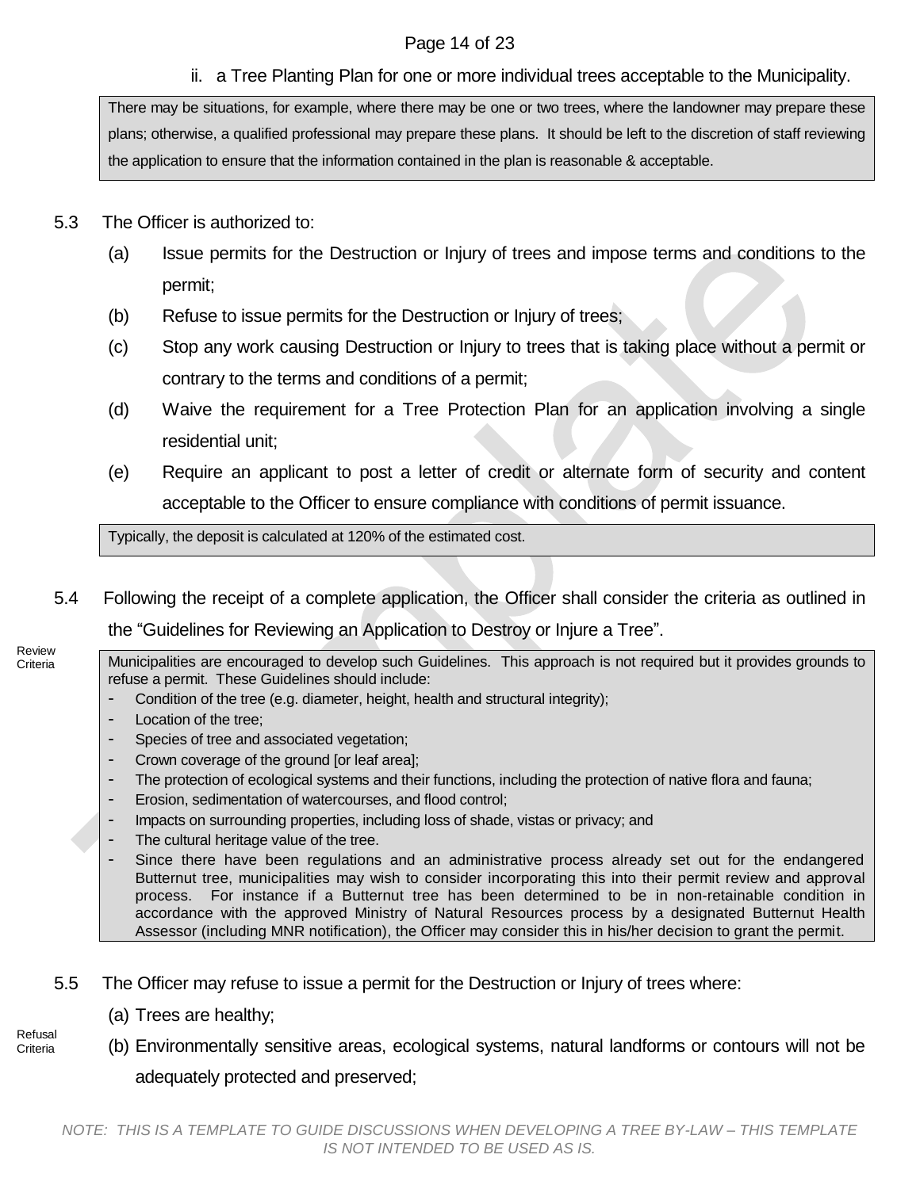ii. a Tree Planting Plan for one or more individual trees acceptable to the Municipality.

> There may be situations, for example, where there may be one or two trees, where the landowner may prepare these plans; otherwise, a qualified professional may prepare these plans. It should be left to the discretion of staff reviewing the application to ensure that the information contained in the plan is reasonable & acceptable.

5.3 The Officer is authorized to:

(a) Issue permits for the Destruction or Injury of trees and impose terms and conditions to the permit;

(b) Refuse to issue permits for the Destruction or Injury of trees;

(c) Stop any work causing Destruction or Injury to trees that is taking place without a permit or contrary to the terms and conditions of a permit;

(d) Waive the requirement for a Tree Protection Plan for an application involving a single residential unit;

(e) Require an applicant to post a letter of credit or alternate form of security and content acceptable to the Officer to ensure compliance with conditions of permit issuance.

> Typically, the deposit is calculated at 120% of the estimated cost.

5.4 Following the receipt of a complete application, the Officer shall consider the criteria as outlined in the "Guidelines for Reviewing an Application to Destroy or Injure a Tree".

Review Criteria

> Municipalities are encouraged to develop such Guidelines. This approach is not required but it provides grounds to refuse a permit. These Guidelines should include:
> - Condition of the tree (e.g. diameter, height, health and structural integrity);
> - Location of the tree;
> - Species of tree and associated vegetation;
> - Crown coverage of the ground [or leaf area];
> - The protection of ecological systems and their functions, including the protection of native flora and fauna;
> - Erosion, sedimentation of watercourses, and flood control;
> - Impacts on surrounding properties, including loss of shade, vistas or privacy; and
> - The cultural heritage value of the tree.
> - Since there have been regulations and an administrative process already set out for the endangered Butternut tree, municipalities may wish to consider incorporating this into their permit review and approval process. For instance if a Butternut tree has been determined to be in non-retainable condition in accordance with the approved Ministry of Natural Resources process by a designated Butternut Health Assessor (including MNR notification), the Officer may consider this in his/her decision to grant the permit.

5.5 The Officer may refuse to issue a permit for the Destruction or Injury of trees where:

Refusal Criteria

(a) Trees are healthy;

(b) Environmentally sensitive areas, ecological systems, natural landforms or contours will not be adequately protected and preserved;

*NOTE: THIS IS A TEMPLATE TO GUIDE DISCUSSIONS WHEN DEVELOPING A TREE BY-LAW – THIS TEMPLATE IS NOT INTENDED TO BE USED AS IS.*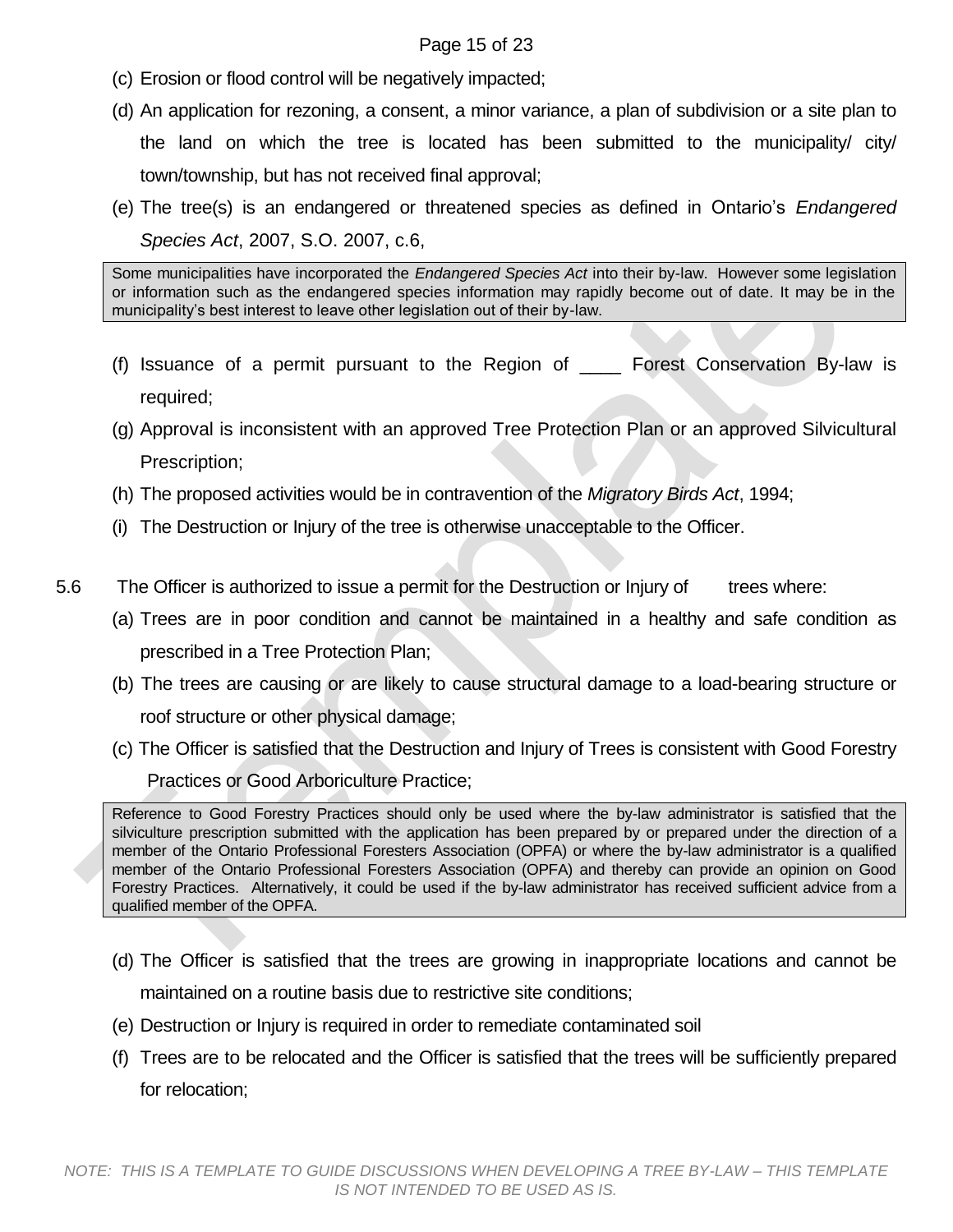(c) Erosion or flood control will be negatively impacted;

(d) An application for rezoning, a consent, a minor variance, a plan of subdivision or a site plan to the land on which the tree is located has been submitted to the municipality/ city/ town/township, but has not received final approval;

(e) The tree(s) is an endangered or threatened species as defined in Ontario's *Endangered Species Act*, 2007, S.O. 2007, c.6,

> Some municipalities have incorporated the *Endangered Species Act* into their by-law. However some legislation or information such as the endangered species information may rapidly become out of date. It may be in the municipality's best interest to leave other legislation out of their by-law.

(f) Issuance of a permit pursuant to the Region of ____ Forest Conservation By-law is required;

(g) Approval is inconsistent with an approved Tree Protection Plan or an approved Silvicultural Prescription;

(h) The proposed activities would be in contravention of the *Migratory Birds Act*, 1994;

(i) The Destruction or Injury of the tree is otherwise unacceptable to the Officer.

5.6 The Officer is authorized to issue a permit for the Destruction or Injury of trees where:

(a) Trees are in poor condition and cannot be maintained in a healthy and safe condition as prescribed in a Tree Protection Plan;

(b) The trees are causing or are likely to cause structural damage to a load-bearing structure or roof structure or other physical damage;

(c) The Officer is satisfied that the Destruction and Injury of Trees is consistent with Good Forestry Practices or Good Arboriculture Practice;

> Reference to Good Forestry Practices should only be used where the by-law administrator is satisfied that the silviculture prescription submitted with the application has been prepared by or prepared under the direction of a member of the Ontario Professional Foresters Association (OPFA) or where the by-law administrator is a qualified member of the Ontario Professional Foresters Association (OPFA) and thereby can provide an opinion on Good Forestry Practices. Alternatively, it could be used if the by-law administrator has received sufficient advice from a qualified member of the OPFA.

(d) The Officer is satisfied that the trees are growing in inappropriate locations and cannot be maintained on a routine basis due to restrictive site conditions;

(e) Destruction or Injury is required in order to remediate contaminated soil

(f) Trees are to be relocated and the Officer is satisfied that the trees will be sufficiently prepared for relocation;

*NOTE: THIS IS A TEMPLATE TO GUIDE DISCUSSIONS WHEN DEVELOPING A TREE BY-LAW – THIS TEMPLATE IS NOT INTENDED TO BE USED AS IS.*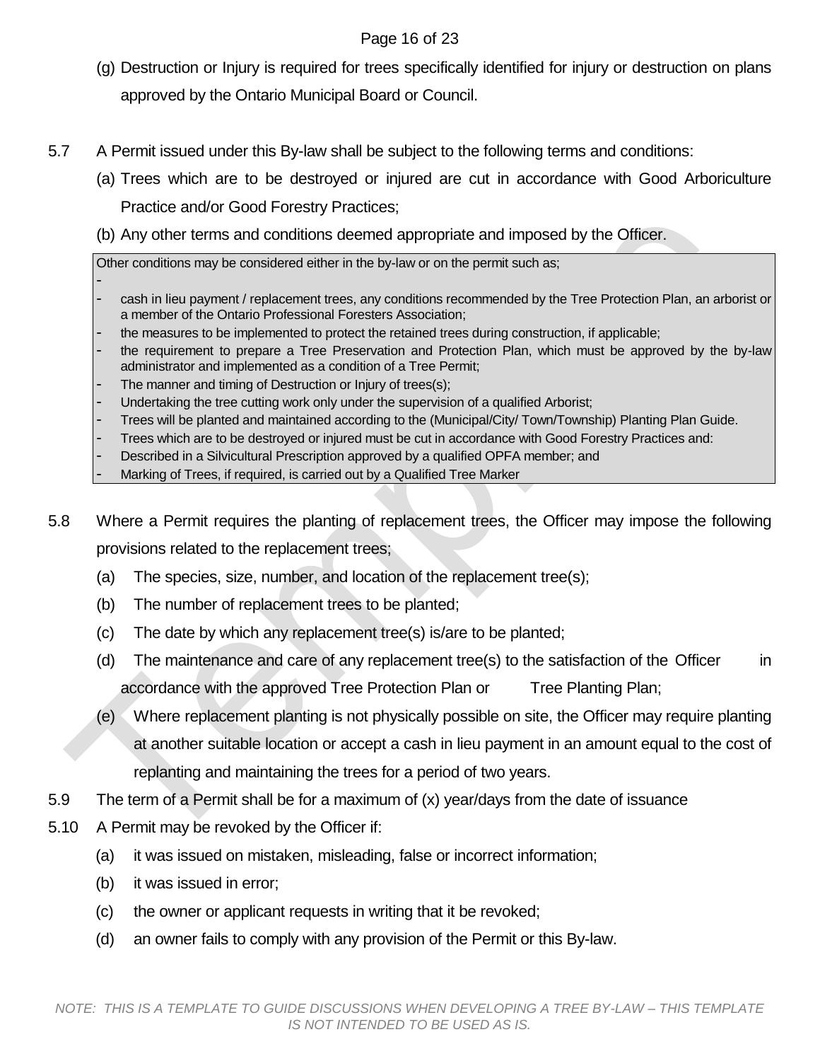(g) Destruction or Injury is required for trees specifically identified for injury or destruction on plans approved by the Ontario Municipal Board or Council.

5.7 A Permit issued under this By-law shall be subject to the following terms and conditions:

(a) Trees which are to be destroyed or injured are cut in accordance with Good Arboriculture Practice and/or Good Forestry Practices;

(b) Any other terms and conditions deemed appropriate and imposed by the Officer.

> Other conditions may be considered either in the by-law or on the permit such as;
>
> -
> - cash in lieu payment / replacement trees, any conditions recommended by the Tree Protection Plan, an arborist or a member of the Ontario Professional Foresters Association;
> - the measures to be implemented to protect the retained trees during construction, if applicable;
> - the requirement to prepare a Tree Preservation and Protection Plan, which must be approved by the by-law administrator and implemented as a condition of a Tree Permit;
> - The manner and timing of Destruction or Injury of trees(s);
> - Undertaking the tree cutting work only under the supervision of a qualified Arborist;
> - Trees will be planted and maintained according to the (Municipal/City/ Town/Township) Planting Plan Guide.
> - Trees which are to be destroyed or injured must be cut in accordance with Good Forestry Practices and:
> - Described in a Silvicultural Prescription approved by a qualified OPFA member; and
> - Marking of Trees, if required, is carried out by a Qualified Tree Marker

5.8 Where a Permit requires the planting of replacement trees, the Officer may impose the following provisions related to the replacement trees;

(a) The species, size, number, and location of the replacement tree(s);

(b) The number of replacement trees to be planted;

(c) The date by which any replacement tree(s) is/are to be planted;

(d) The maintenance and care of any replacement tree(s) to the satisfaction of the Officer in accordance with the approved Tree Protection Plan or Tree Planting Plan;

(e) Where replacement planting is not physically possible on site, the Officer may require planting at another suitable location or accept a cash in lieu payment in an amount equal to the cost of replanting and maintaining the trees for a period of two years.

5.9 The term of a Permit shall be for a maximum of (x) year/days from the date of issuance

5.10 A Permit may be revoked by the Officer if:

(a) it was issued on mistaken, misleading, false or incorrect information;

(b) it was issued in error;

(c) the owner or applicant requests in writing that it be revoked;

(d) an owner fails to comply with any provision of the Permit or this By-law.

*NOTE: THIS IS A TEMPLATE TO GUIDE DISCUSSIONS WHEN DEVELOPING A TREE BY-LAW – THIS TEMPLATE IS NOT INTENDED TO BE USED AS IS.*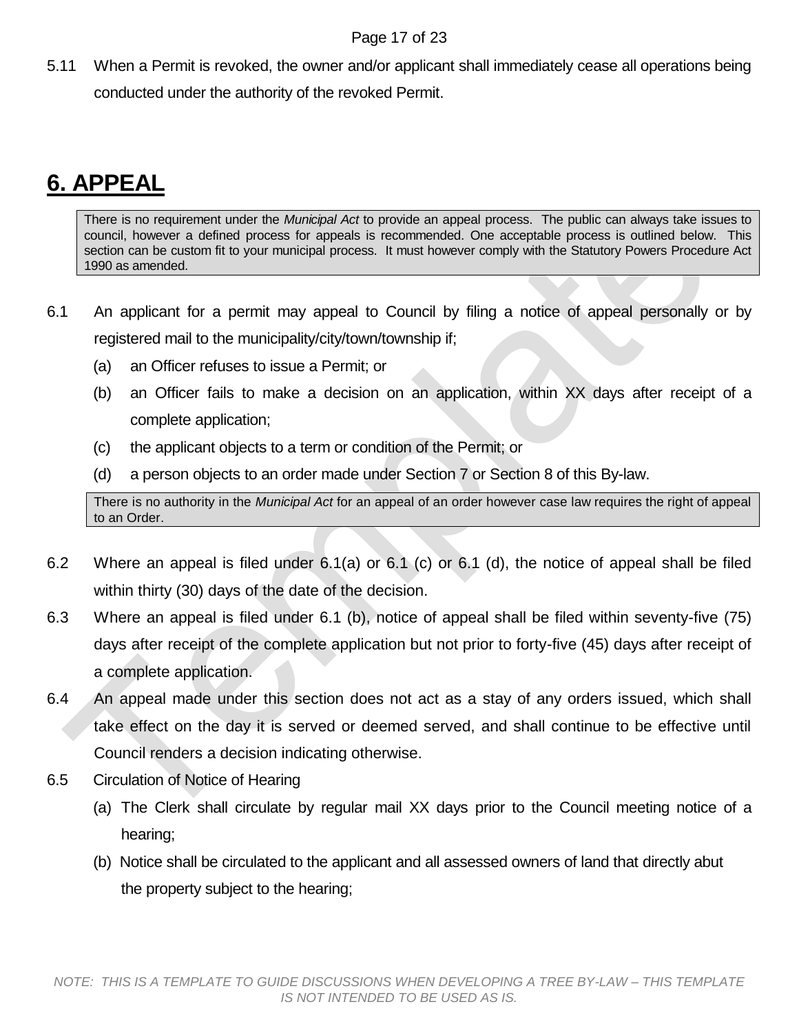5.11 When a Permit is revoked, the owner and/or applicant shall immediately cease all operations being conducted under the authority of the revoked Permit.

## 6. APPEAL

> There is no requirement under the *Municipal Act* to provide an appeal process. The public can always take issues to council, however a defined process for appeals is recommended. One acceptable process is outlined below. This section can be custom fit to your municipal process. It must however comply with the Statutory Powers Procedure Act 1990 as amended.

6.1 An applicant for a permit may appeal to Council by filing a notice of appeal personally or by registered mail to the municipality/city/town/township if;

- (a) an Officer refuses to issue a Permit; or
- (b) an Officer fails to make a decision on an application, within XX days after receipt of a complete application;
- (c) the applicant objects to a term or condition of the Permit; or
- (d) a person objects to an order made under Section 7 or Section 8 of this By-law.

> There is no authority in the *Municipal Act* for an appeal of an order however case law requires the right of appeal to an Order.

6.2 Where an appeal is filed under 6.1(a) or 6.1 (c) or 6.1 (d), the notice of appeal shall be filed within thirty (30) days of the date of the decision.

6.3 Where an appeal is filed under 6.1 (b), notice of appeal shall be filed within seventy-five (75) days after receipt of the complete application but not prior to forty-five (45) days after receipt of a complete application.

6.4 An appeal made under this section does not act as a stay of any orders issued, which shall take effect on the day it is served or deemed served, and shall continue to be effective until Council renders a decision indicating otherwise.

6.5 Circulation of Notice of Hearing

- (a) The Clerk shall circulate by regular mail XX days prior to the Council meeting notice of a hearing;
- (b) Notice shall be circulated to the applicant and all assessed owners of land that directly abut the property subject to the hearing;

*NOTE: THIS IS A TEMPLATE TO GUIDE DISCUSSIONS WHEN DEVELOPING A TREE BY-LAW – THIS TEMPLATE IS NOT INTENDED TO BE USED AS IS.*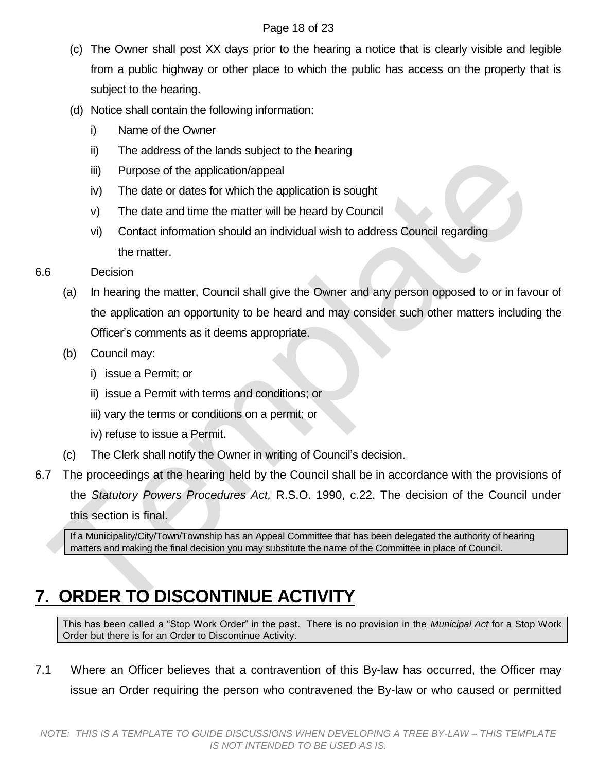(c) The Owner shall post XX days prior to the hearing a notice that is clearly visible and legible from a public highway or other place to which the public has access on the property that is subject to the hearing.

(d) Notice shall contain the following information:

   i) Name of the Owner

   ii) The address of the lands subject to the hearing

   iii) Purpose of the application/appeal

   iv) The date or dates for which the application is sought

   v) The date and time the matter will be heard by Council

   vi) Contact information should an individual wish to address Council regarding the matter.

6.6 Decision

(a) In hearing the matter, Council shall give the Owner and any person opposed to or in favour of the application an opportunity to be heard and may consider such other matters including the Officer's comments as it deems appropriate.

(b) Council may:

   i) issue a Permit; or

   ii) issue a Permit with terms and conditions; or

   iii) vary the terms or conditions on a permit; or

   iv) refuse to issue a Permit.

(c) The Clerk shall notify the Owner in writing of Council's decision.

6.7 The proceedings at the hearing held by the Council shall be in accordance with the provisions of the *Statutory Powers Procedures Act,* R.S.O. 1990, c.22. The decision of the Council under this section is final.

> If a Municipality/City/Town/Township has an Appeal Committee that has been delegated the authority of hearing matters and making the final decision you may substitute the name of the Committee in place of Council.

# 7. ORDER TO DISCONTINUE ACTIVITY

> This has been called a "Stop Work Order" in the past. There is no provision in the *Municipal Act* for a Stop Work Order but there is for an Order to Discontinue Activity.

7.1 Where an Officer believes that a contravention of this By-law has occurred, the Officer may issue an Order requiring the person who contravened the By-law or who caused or permitted

NOTE: THIS IS A TEMPLATE TO GUIDE DISCUSSIONS WHEN DEVELOPING A TREE BY-LAW – THIS TEMPLATE IS NOT INTENDED TO BE USED AS IS.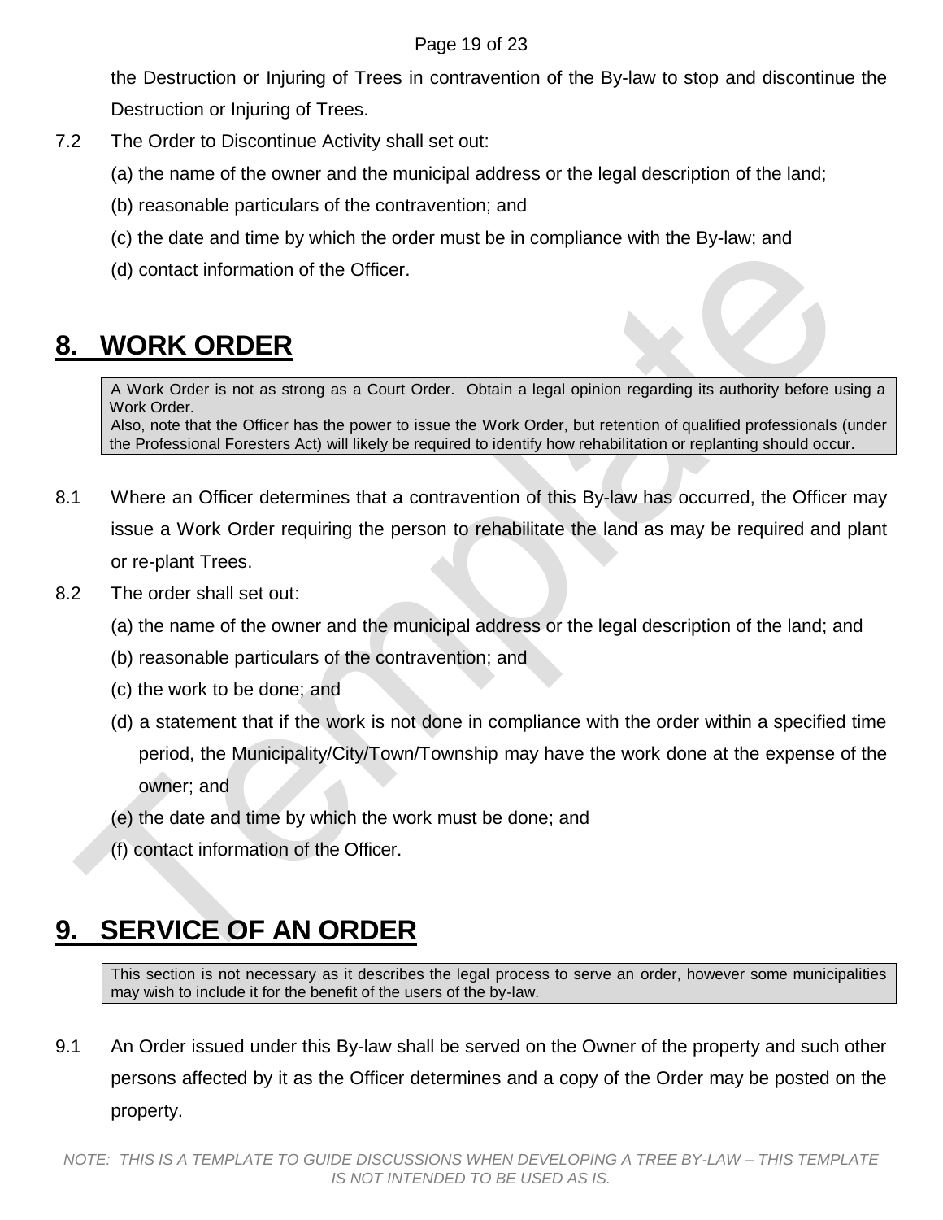the Destruction or Injuring of Trees in contravention of the By-law to stop and discontinue the Destruction or Injuring of Trees.

7.2 The Order to Discontinue Activity shall set out:

(a) the name of the owner and the municipal address or the legal description of the land;

(b) reasonable particulars of the contravention; and

(c) the date and time by which the order must be in compliance with the By-law; and

(d) contact information of the Officer.

# 8. WORK ORDER

> A Work Order is not as strong as a Court Order. Obtain a legal opinion regarding its authority before using a Work Order.
> Also, note that the Officer has the power to issue the Work Order, but retention of qualified professionals (under the Professional Foresters Act) will likely be required to identify how rehabilitation or replanting should occur.

8.1 Where an Officer determines that a contravention of this By-law has occurred, the Officer may issue a Work Order requiring the person to rehabilitate the land as may be required and plant or re-plant Trees.

8.2 The order shall set out:

(a) the name of the owner and the municipal address or the legal description of the land; and

(b) reasonable particulars of the contravention; and

(c) the work to be done; and

(d) a statement that if the work is not done in compliance with the order within a specified time period, the Municipality/City/Town/Township may have the work done at the expense of the owner; and

(e) the date and time by which the work must be done; and

(f) contact information of the Officer.

# 9. SERVICE OF AN ORDER

> This section is not necessary as it describes the legal process to serve an order, however some municipalities may wish to include it for the benefit of the users of the by-law.

9.1 An Order issued under this By-law shall be served on the Owner of the property and such other persons affected by it as the Officer determines and a copy of the Order may be posted on the property.

*NOTE: THIS IS A TEMPLATE TO GUIDE DISCUSSIONS WHEN DEVELOPING A TREE BY-LAW – THIS TEMPLATE IS NOT INTENDED TO BE USED AS IS.*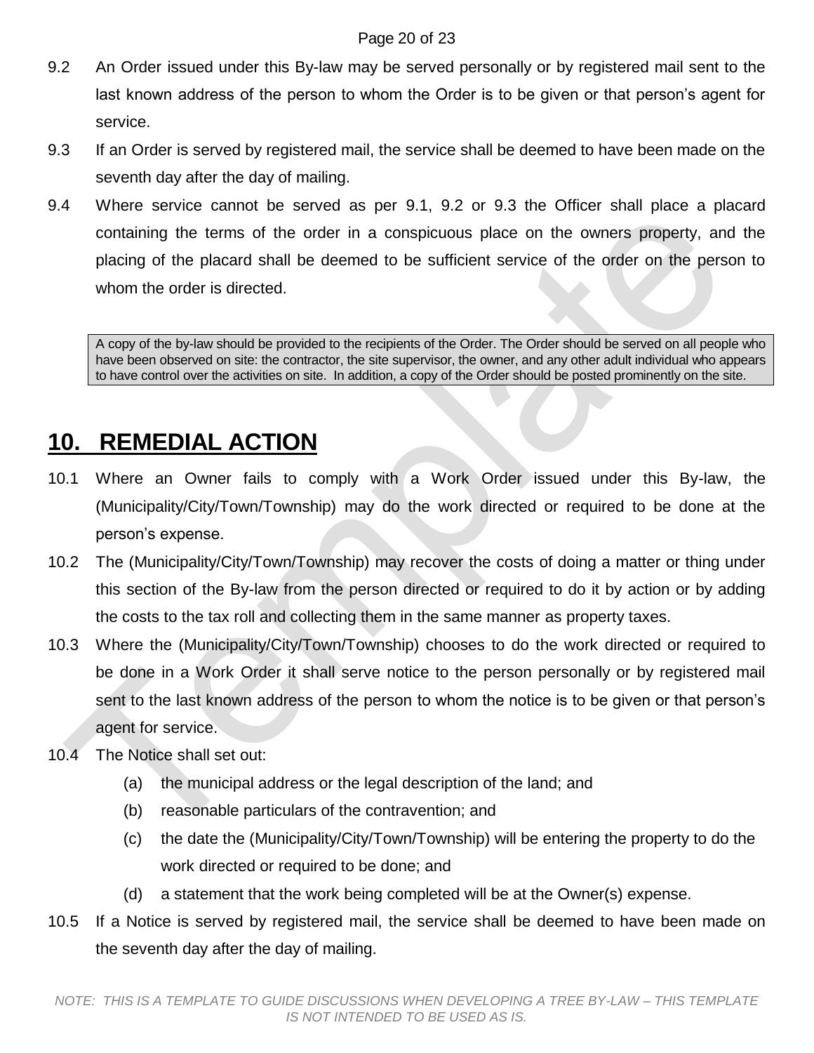9.2 An Order issued under this By-law may be served personally or by registered mail sent to the last known address of the person to whom the Order is to be given or that person's agent for service.

9.3 If an Order is served by registered mail, the service shall be deemed to have been made on the seventh day after the day of mailing.

9.4 Where service cannot be served as per 9.1, 9.2 or 9.3 the Officer shall place a placard containing the terms of the order in a conspicuous place on the owners property, and the placing of the placard shall be deemed to be sufficient service of the order on the person to whom the order is directed.

> A copy of the by-law should be provided to the recipients of the Order. The Order should be served on all people who have been observed on site: the contractor, the site supervisor, the owner, and any other adult individual who appears to have control over the activities on site. In addition, a copy of the Order should be posted prominently on the site.

## 10. REMEDIAL ACTION

10.1 Where an Owner fails to comply with a Work Order issued under this By-law, the (Municipality/City/Town/Township) may do the work directed or required to be done at the person's expense.

10.2 The (Municipality/City/Town/Township) may recover the costs of doing a matter or thing under this section of the By-law from the person directed or required to do it by action or by adding the costs to the tax roll and collecting them in the same manner as property taxes.

10.3 Where the (Municipality/City/Town/Township) chooses to do the work directed or required to be done in a Work Order it shall serve notice to the person personally or by registered mail sent to the last known address of the person to whom the notice is to be given or that person's agent for service.

10.4 The Notice shall set out:

- (a) the municipal address or the legal description of the land; and
- (b) reasonable particulars of the contravention; and
- (c) the date the (Municipality/City/Town/Township) will be entering the property to do the work directed or required to be done; and
- (d) a statement that the work being completed will be at the Owner(s) expense.

10.5 If a Notice is served by registered mail, the service shall be deemed to have been made on the seventh day after the day of mailing.

*NOTE: THIS IS A TEMPLATE TO GUIDE DISCUSSIONS WHEN DEVELOPING A TREE BY-LAW – THIS TEMPLATE IS NOT INTENDED TO BE USED AS IS.*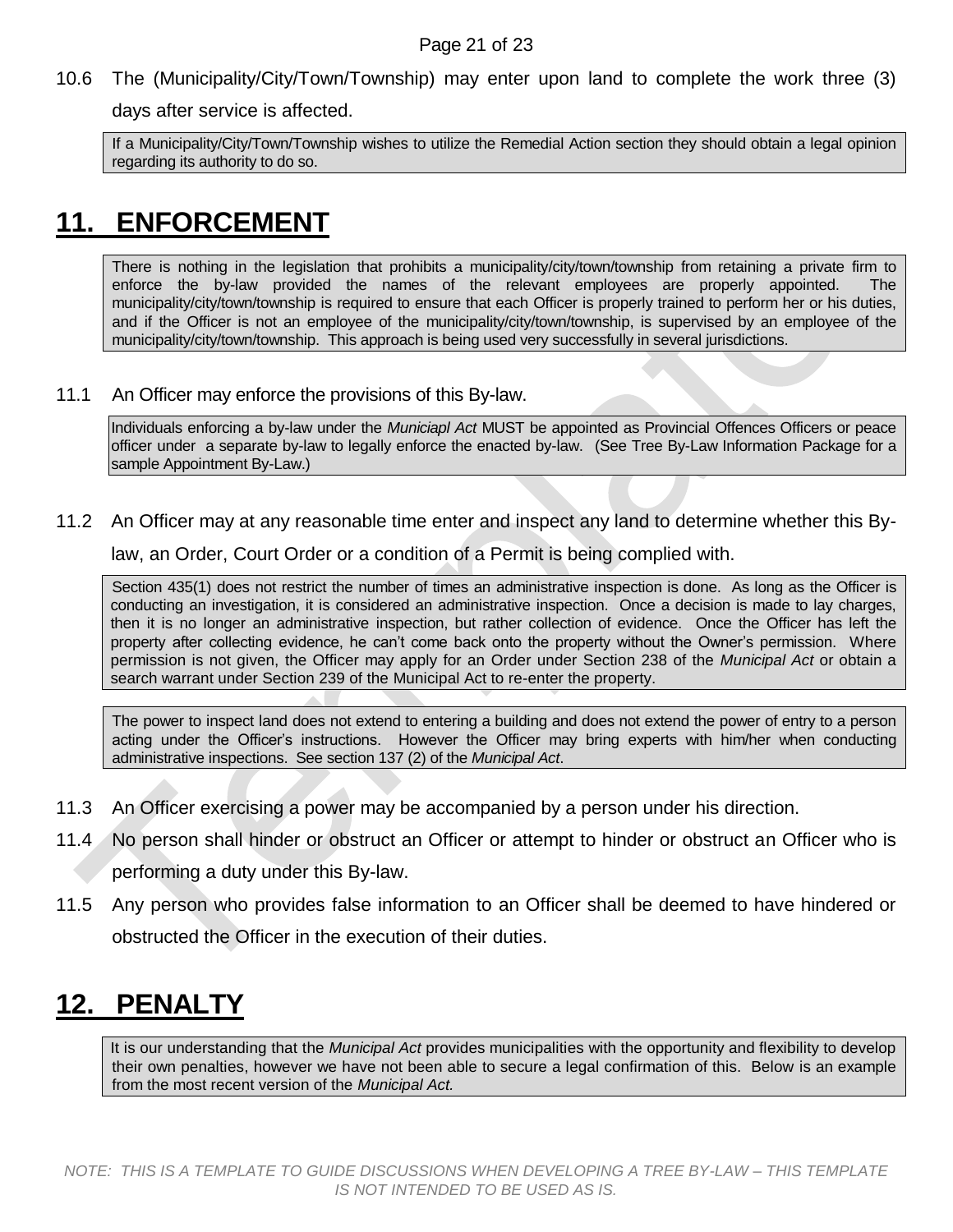10.6 The (Municipality/City/Town/Township) may enter upon land to complete the work three (3) days after service is affected.

> If a Municipality/City/Town/Township wishes to utilize the Remedial Action section they should obtain a legal opinion regarding its authority to do so.

## 11. ENFORCEMENT

> There is nothing in the legislation that prohibits a municipality/city/town/township from retaining a private firm to enforce the by-law provided the names of the relevant employees are properly appointed. The municipality/city/town/township is required to ensure that each Officer is properly trained to perform her or his duties, and if the Officer is not an employee of the municipality/city/town/township, is supervised by an employee of the municipality/city/town/township. This approach is being used very successfully in several jurisdictions.

11.1 An Officer may enforce the provisions of this By-law.

> Individuals enforcing a by-law under the *Municiapl Act* MUST be appointed as Provincial Offences Officers or peace officer under a separate by-law to legally enforce the enacted by-law. (See Tree By-Law Information Package for a sample Appointment By-Law.)

11.2 An Officer may at any reasonable time enter and inspect any land to determine whether this By-law, an Order, Court Order or a condition of a Permit is being complied with.

> Section 435(1) does not restrict the number of times an administrative inspection is done. As long as the Officer is conducting an investigation, it is considered an administrative inspection. Once a decision is made to lay charges, then it is no longer an administrative inspection, but rather collection of evidence. Once the Officer has left the property after collecting evidence, he can't come back onto the property without the Owner's permission. Where permission is not given, the Officer may apply for an Order under Section 238 of the *Municipal Act* or obtain a search warrant under Section 239 of the Municipal Act to re-enter the property.

> The power to inspect land does not extend to entering a building and does not extend the power of entry to a person acting under the Officer's instructions. However the Officer may bring experts with him/her when conducting administrative inspections. See section 137 (2) of the *Municipal Act*.

11.3 An Officer exercising a power may be accompanied by a person under his direction.

11.4 No person shall hinder or obstruct an Officer or attempt to hinder or obstruct an Officer who is performing a duty under this By-law.

11.5 Any person who provides false information to an Officer shall be deemed to have hindered or obstructed the Officer in the execution of their duties.

## 12. PENALTY

> It is our understanding that the *Municipal Act* provides municipalities with the opportunity and flexibility to develop their own penalties, however we have not been able to secure a legal confirmation of this. Below is an example from the most recent version of the *Municipal Act.*

*NOTE: THIS IS A TEMPLATE TO GUIDE DISCUSSIONS WHEN DEVELOPING A TREE BY-LAW – THIS TEMPLATE IS NOT INTENDED TO BE USED AS IS.*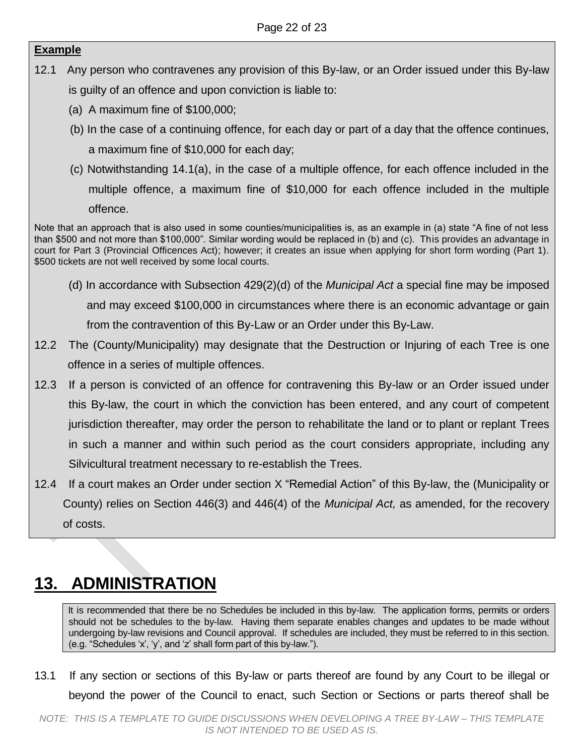**Example**

12.1 Any person who contravenes any provision of this By-law, or an Order issued under this By-law is guilty of an offence and upon conviction is liable to:

(a) A maximum fine of $100,000;

(b) In the case of a continuing offence, for each day or part of a day that the offence continues, a maximum fine of $10,000 for each day;

(c) Notwithstanding 14.1(a), in the case of a multiple offence, for each offence included in the multiple offence, a maximum fine of $10,000 for each offence included in the multiple offence.

Note that an approach that is also used in some counties/municipalities is, as an example in (a) state "A fine of not less than $500 and not more than $100,000". Similar wording would be replaced in (b) and (c). This provides an advantage in court for Part 3 (Provincial Offences Act); however; it creates an issue when applying for short form wording (Part 1). $500 tickets are not well received by some local courts.

(d) In accordance with Subsection 429(2)(d) of the *Municipal Act* a special fine may be imposed and may exceed $100,000 in circumstances where there is an economic advantage or gain from the contravention of this By-Law or an Order under this By-Law.

12.2 The (County/Municipality) may designate that the Destruction or Injuring of each Tree is one offence in a series of multiple offences.

12.3 If a person is convicted of an offence for contravening this By-law or an Order issued under this By-law, the court in which the conviction has been entered, and any court of competent jurisdiction thereafter, may order the person to rehabilitate the land or to plant or replant Trees in such a manner and within such period as the court considers appropriate, including any Silvicultural treatment necessary to re-establish the Trees.

12.4 If a court makes an Order under section X "Remedial Action" of this By-law, the (Municipality or County) relies on Section 446(3) and 446(4) of the *Municipal Act,* as amended, for the recovery of costs.

# 13. ADMINISTRATION

It is recommended that there be no Schedules be included in this by-law. The application forms, permits or orders should not be schedules to the by-law. Having them separate enables changes and updates to be made without undergoing by-law revisions and Council approval. If schedules are included, they must be referred to in this section. (e.g. "Schedules 'x', 'y', and 'z' shall form part of this by-law.").

13.1 If any section or sections of this By-law or parts thereof are found by any Court to be illegal or beyond the power of the Council to enact, such Section or Sections or parts thereof shall be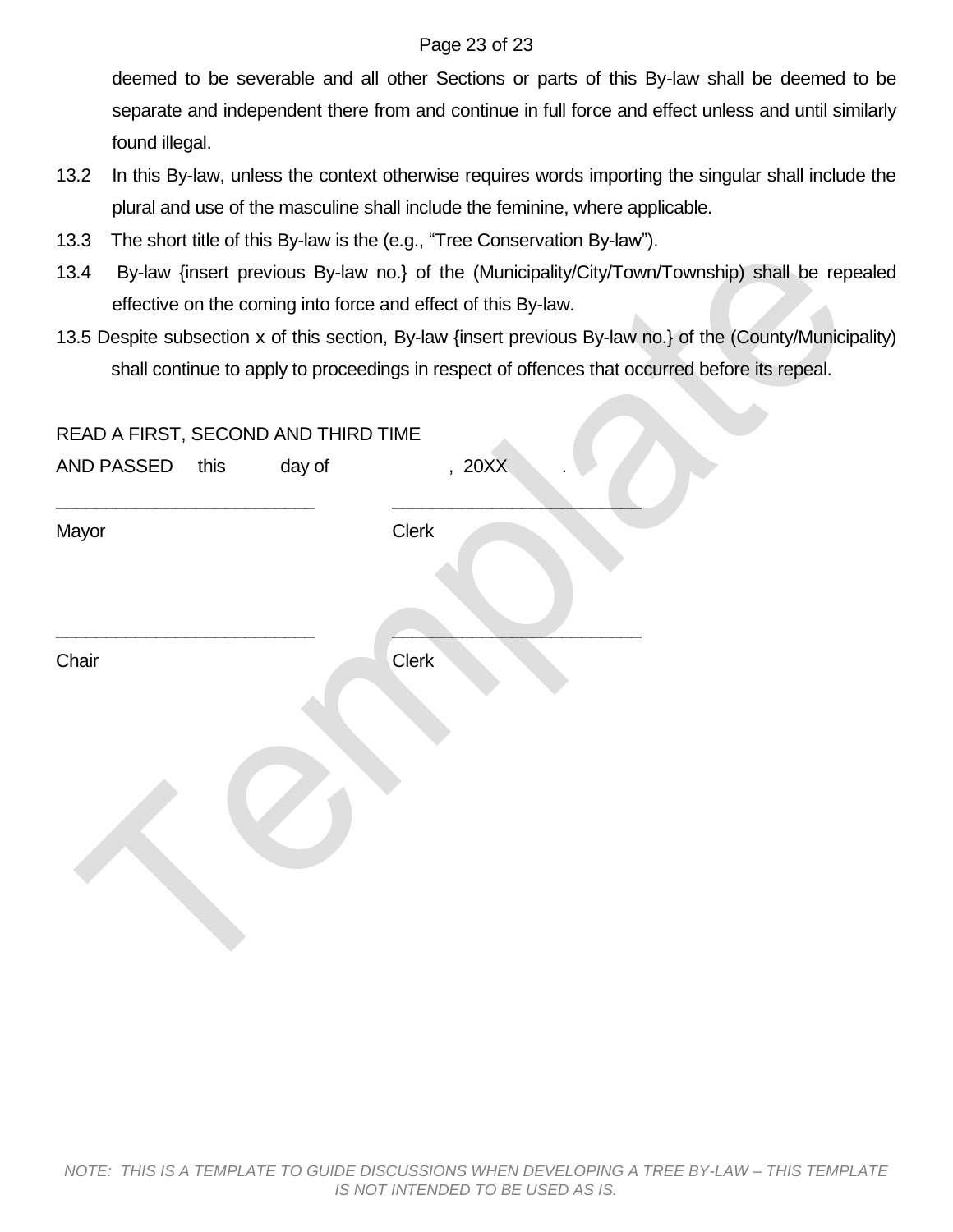deemed to be severable and all other Sections or parts of this By-law shall be deemed to be separate and independent there from and continue in full force and effect unless and until similarly found illegal.

13.2 In this By-law, unless the context otherwise requires words importing the singular shall include the plural and use of the masculine shall include the feminine, where applicable.

13.3 The short title of this By-law is the (e.g., "Tree Conservation By-law").

13.4 By-law {insert previous By-law no.} of the (Municipality/City/Town/Township) shall be repealed effective on the coming into force and effect of this By-law.

13.5 Despite subsection x of this section, By-law {insert previous By-law no.} of the (County/Municipality) shall continue to apply to proceedings in respect of offences that occurred before its repeal.

READ A FIRST, SECOND AND THIRD TIME
AND PASSED this day of , 20XX .

| | |
|---|---|
| ___________________________ | ___________________________ |
| Mayor | Clerk |
| | |
| ___________________________ | ___________________________ |
| Chair | Clerk |

*NOTE: THIS IS A TEMPLATE TO GUIDE DISCUSSIONS WHEN DEVELOPING A TREE BY-LAW – THIS TEMPLATE IS NOT INTENDED TO BE USED AS IS.*